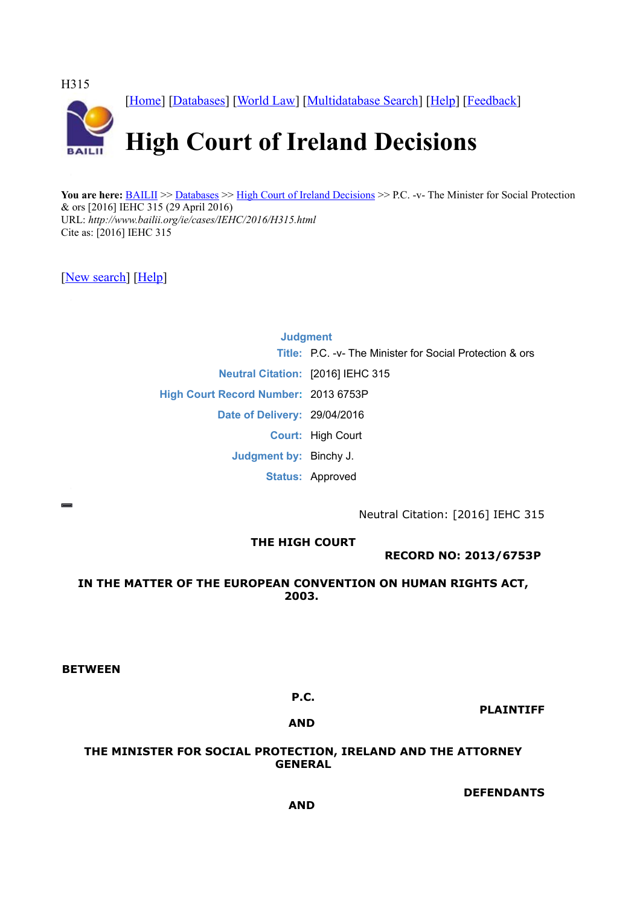H315

[Home] [Databases] [World Law] [Multidatabase Search] [Help] [Feedback]

# High Court of Ireland Decisions

**You are here:** BAILII >> Databases >> High Court of Ireland Decisions >> P.C. -v- The Minister for Social Protection & ors [2016] IEHC 315 (29 April 2016)
URL: *http://www.bailii.org/ie/cases/IEHC/2016/H315.html*
Cite as: [2016] IEHC 315

[New search] [Help]

| **Judgment** | |
|---|---|
| **Title:** | P.C. -v- The Minister for Social Protection & ors |
| **Neutral Citation:** | [2016] IEHC 315 |
| **High Court Record Number:** | 2013 6753P |
| **Date of Delivery:** | 29/04/2016 |
| **Court:** | High Court |
| **Judgment by:** | Binchy J. |
| **Status:** | Approved |

Neutral Citation: [2016] IEHC 315

**THE HIGH COURT**

**RECORD NO: 2013/6753P**

**IN THE MATTER OF THE EUROPEAN CONVENTION ON HUMAN RIGHTS ACT, 2003.**

**BETWEEN**

**P.C.**

**PLAINTIFF**

**AND**

**THE MINISTER FOR SOCIAL PROTECTION, IRELAND AND THE ATTORNEY GENERAL**

**DEFENDANTS**

**AND**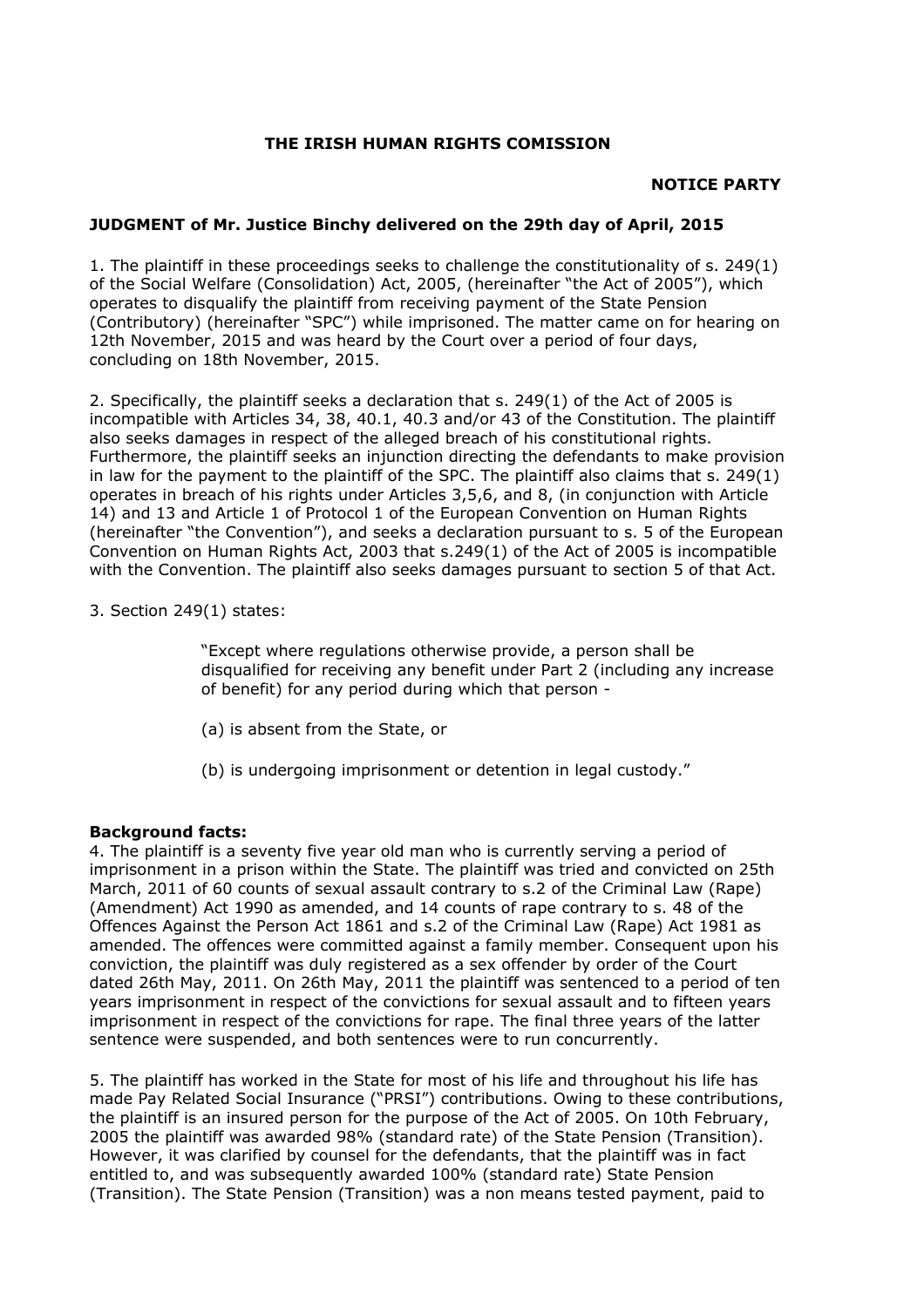**THE IRISH HUMAN RIGHTS COMISSION**

**NOTICE PARTY**

**JUDGMENT of Mr. Justice Binchy delivered on the 29th day of April, 2015**

1. The plaintiff in these proceedings seeks to challenge the constitutionality of s. 249(1) of the Social Welfare (Consolidation) Act, 2005, (hereinafter "the Act of 2005"), which operates to disqualify the plaintiff from receiving payment of the State Pension (Contributory) (hereinafter "SPC") while imprisoned. The matter came on for hearing on 12th November, 2015 and was heard by the Court over a period of four days, concluding on 18th November, 2015.

2. Specifically, the plaintiff seeks a declaration that s. 249(1) of the Act of 2005 is incompatible with Articles 34, 38, 40.1, 40.3 and/or 43 of the Constitution. The plaintiff also seeks damages in respect of the alleged breach of his constitutional rights. Furthermore, the plaintiff seeks an injunction directing the defendants to make provision in law for the payment to the plaintiff of the SPC. The plaintiff also claims that s. 249(1) operates in breach of his rights under Articles 3,5,6, and 8, (in conjunction with Article 14) and 13 and Article 1 of Protocol 1 of the European Convention on Human Rights (hereinafter "the Convention"), and seeks a declaration pursuant to s. 5 of the European Convention on Human Rights Act, 2003 that s.249(1) of the Act of 2005 is incompatible with the Convention. The plaintiff also seeks damages pursuant to section 5 of that Act.

3. Section 249(1) states:

> "Except where regulations otherwise provide, a person shall be disqualified for receiving any benefit under Part 2 (including any increase of benefit) for any period during which that person -
>
> (a) is absent from the State, or
>
> (b) is undergoing imprisonment or detention in legal custody."

**Background facts:**

4. The plaintiff is a seventy five year old man who is currently serving a period of imprisonment in a prison within the State. The plaintiff was tried and convicted on 25th March, 2011 of 60 counts of sexual assault contrary to s.2 of the Criminal Law (Rape) (Amendment) Act 1990 as amended, and 14 counts of rape contrary to s. 48 of the Offences Against the Person Act 1861 and s.2 of the Criminal Law (Rape) Act 1981 as amended. The offences were committed against a family member. Consequent upon his conviction, the plaintiff was duly registered as a sex offender by order of the Court dated 26th May, 2011. On 26th May, 2011 the plaintiff was sentenced to a period of ten years imprisonment in respect of the convictions for sexual assault and to fifteen years imprisonment in respect of the convictions for rape. The final three years of the latter sentence were suspended, and both sentences were to run concurrently.

5. The plaintiff has worked in the State for most of his life and throughout his life has made Pay Related Social Insurance ("PRSI") contributions. Owing to these contributions, the plaintiff is an insured person for the purpose of the Act of 2005. On 10th February, 2005 the plaintiff was awarded 98% (standard rate) of the State Pension (Transition). However, it was clarified by counsel for the defendants, that the plaintiff was in fact entitled to, and was subsequently awarded 100% (standard rate) State Pension (Transition). The State Pension (Transition) was a non means tested payment, paid to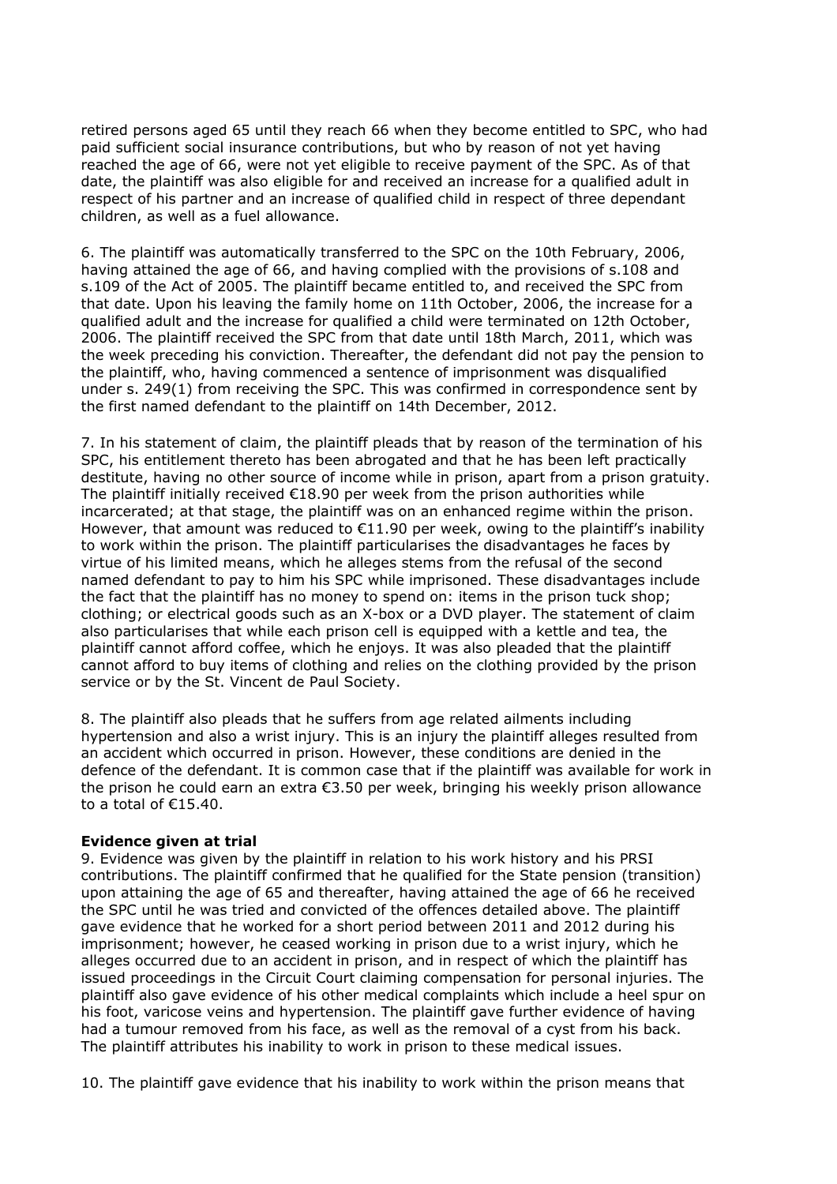retired persons aged 65 until they reach 66 when they become entitled to SPC, who had paid sufficient social insurance contributions, but who by reason of not yet having reached the age of 66, were not yet eligible to receive payment of the SPC. As of that date, the plaintiff was also eligible for and received an increase for a qualified adult in respect of his partner and an increase of qualified child in respect of three dependant children, as well as a fuel allowance.

6. The plaintiff was automatically transferred to the SPC on the 10th February, 2006, having attained the age of 66, and having complied with the provisions of s.108 and s.109 of the Act of 2005. The plaintiff became entitled to, and received the SPC from that date. Upon his leaving the family home on 11th October, 2006, the increase for a qualified adult and the increase for qualified a child were terminated on 12th October, 2006. The plaintiff received the SPC from that date until 18th March, 2011, which was the week preceding his conviction. Thereafter, the defendant did not pay the pension to the plaintiff, who, having commenced a sentence of imprisonment was disqualified under s. 249(1) from receiving the SPC. This was confirmed in correspondence sent by the first named defendant to the plaintiff on 14th December, 2012.

7. In his statement of claim, the plaintiff pleads that by reason of the termination of his SPC, his entitlement thereto has been abrogated and that he has been left practically destitute, having no other source of income while in prison, apart from a prison gratuity. The plaintiff initially received €18.90 per week from the prison authorities while incarcerated; at that stage, the plaintiff was on an enhanced regime within the prison. However, that amount was reduced to €11.90 per week, owing to the plaintiff's inability to work within the prison. The plaintiff particularises the disadvantages he faces by virtue of his limited means, which he alleges stems from the refusal of the second named defendant to pay to him his SPC while imprisoned. These disadvantages include the fact that the plaintiff has no money to spend on: items in the prison tuck shop; clothing; or electrical goods such as an X-box or a DVD player. The statement of claim also particularises that while each prison cell is equipped with a kettle and tea, the plaintiff cannot afford coffee, which he enjoys. It was also pleaded that the plaintiff cannot afford to buy items of clothing and relies on the clothing provided by the prison service or by the St. Vincent de Paul Society.

8. The plaintiff also pleads that he suffers from age related ailments including hypertension and also a wrist injury. This is an injury the plaintiff alleges resulted from an accident which occurred in prison. However, these conditions are denied in the defence of the defendant. It is common case that if the plaintiff was available for work in the prison he could earn an extra €3.50 per week, bringing his weekly prison allowance to a total of €15.40.

**Evidence given at trial**

9. Evidence was given by the plaintiff in relation to his work history and his PRSI contributions. The plaintiff confirmed that he qualified for the State pension (transition) upon attaining the age of 65 and thereafter, having attained the age of 66 he received the SPC until he was tried and convicted of the offences detailed above. The plaintiff gave evidence that he worked for a short period between 2011 and 2012 during his imprisonment; however, he ceased working in prison due to a wrist injury, which he alleges occurred due to an accident in prison, and in respect of which the plaintiff has issued proceedings in the Circuit Court claiming compensation for personal injuries. The plaintiff also gave evidence of his other medical complaints which include a heel spur on his foot, varicose veins and hypertension. The plaintiff gave further evidence of having had a tumour removed from his face, as well as the removal of a cyst from his back. The plaintiff attributes his inability to work in prison to these medical issues.

10. The plaintiff gave evidence that his inability to work within the prison means that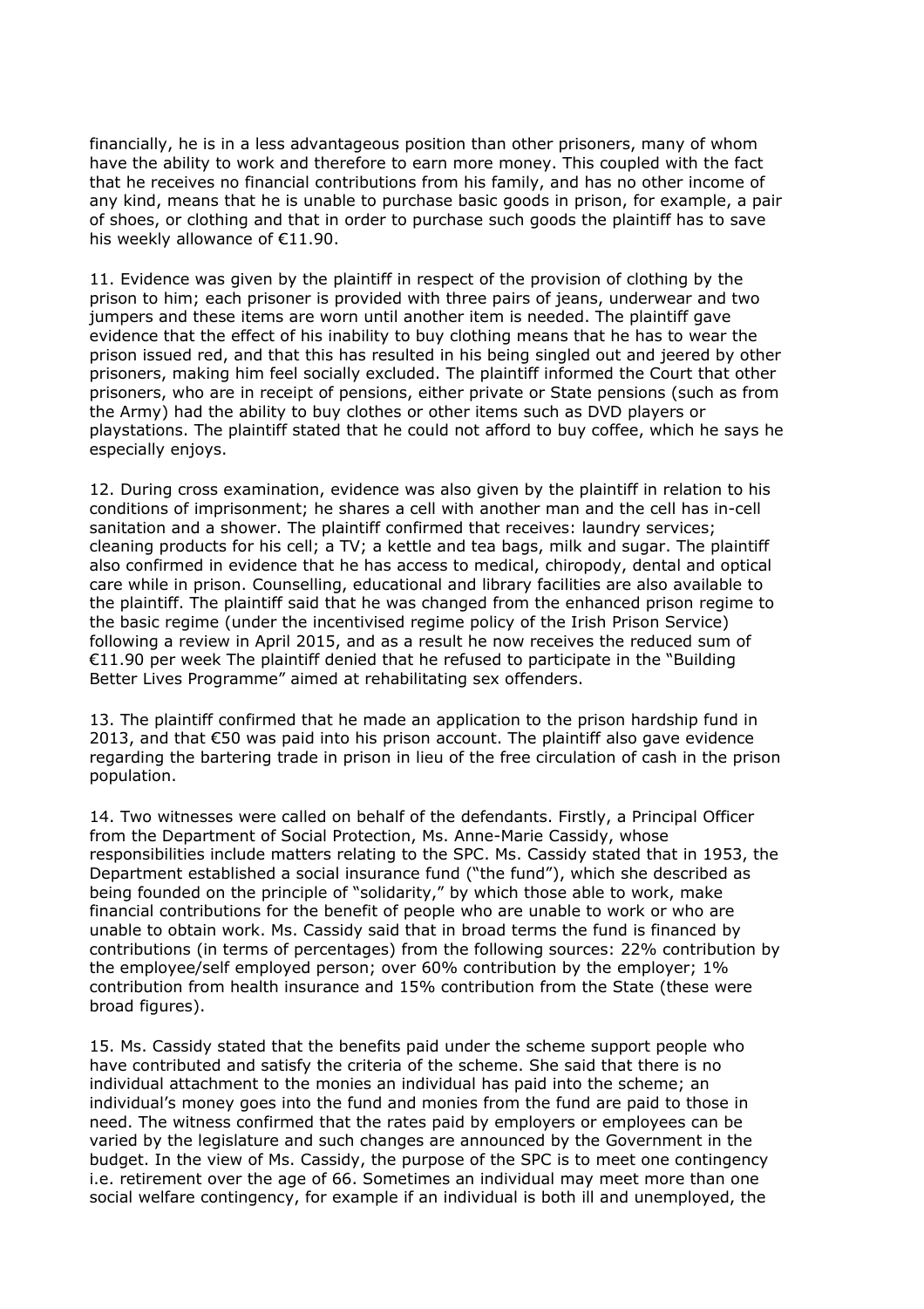financially, he is in a less advantageous position than other prisoners, many of whom have the ability to work and therefore to earn more money. This coupled with the fact that he receives no financial contributions from his family, and has no other income of any kind, means that he is unable to purchase basic goods in prison, for example, a pair of shoes, or clothing and that in order to purchase such goods the plaintiff has to save his weekly allowance of €11.90.

11. Evidence was given by the plaintiff in respect of the provision of clothing by the prison to him; each prisoner is provided with three pairs of jeans, underwear and two jumpers and these items are worn until another item is needed. The plaintiff gave evidence that the effect of his inability to buy clothing means that he has to wear the prison issued red, and that this has resulted in his being singled out and jeered by other prisoners, making him feel socially excluded. The plaintiff informed the Court that other prisoners, who are in receipt of pensions, either private or State pensions (such as from the Army) had the ability to buy clothes or other items such as DVD players or playstations. The plaintiff stated that he could not afford to buy coffee, which he says he especially enjoys.

12. During cross examination, evidence was also given by the plaintiff in relation to his conditions of imprisonment; he shares a cell with another man and the cell has in-cell sanitation and a shower. The plaintiff confirmed that receives: laundry services; cleaning products for his cell; a TV; a kettle and tea bags, milk and sugar. The plaintiff also confirmed in evidence that he has access to medical, chiropody, dental and optical care while in prison. Counselling, educational and library facilities are also available to the plaintiff. The plaintiff said that he was changed from the enhanced prison regime to the basic regime (under the incentivised regime policy of the Irish Prison Service) following a review in April 2015, and as a result he now receives the reduced sum of €11.90 per week The plaintiff denied that he refused to participate in the "Building Better Lives Programme" aimed at rehabilitating sex offenders.

13. The plaintiff confirmed that he made an application to the prison hardship fund in 2013, and that €50 was paid into his prison account. The plaintiff also gave evidence regarding the bartering trade in prison in lieu of the free circulation of cash in the prison population.

14. Two witnesses were called on behalf of the defendants. Firstly, a Principal Officer from the Department of Social Protection, Ms. Anne-Marie Cassidy, whose responsibilities include matters relating to the SPC. Ms. Cassidy stated that in 1953, the Department established a social insurance fund ("the fund"), which she described as being founded on the principle of "solidarity," by which those able to work, make financial contributions for the benefit of people who are unable to work or who are unable to obtain work. Ms. Cassidy said that in broad terms the fund is financed by contributions (in terms of percentages) from the following sources: 22% contribution by the employee/self employed person; over 60% contribution by the employer; 1% contribution from health insurance and 15% contribution from the State (these were broad figures).

15. Ms. Cassidy stated that the benefits paid under the scheme support people who have contributed and satisfy the criteria of the scheme. She said that there is no individual attachment to the monies an individual has paid into the scheme; an individual's money goes into the fund and monies from the fund are paid to those in need. The witness confirmed that the rates paid by employers or employees can be varied by the legislature and such changes are announced by the Government in the budget. In the view of Ms. Cassidy, the purpose of the SPC is to meet one contingency i.e. retirement over the age of 66. Sometimes an individual may meet more than one social welfare contingency, for example if an individual is both ill and unemployed, the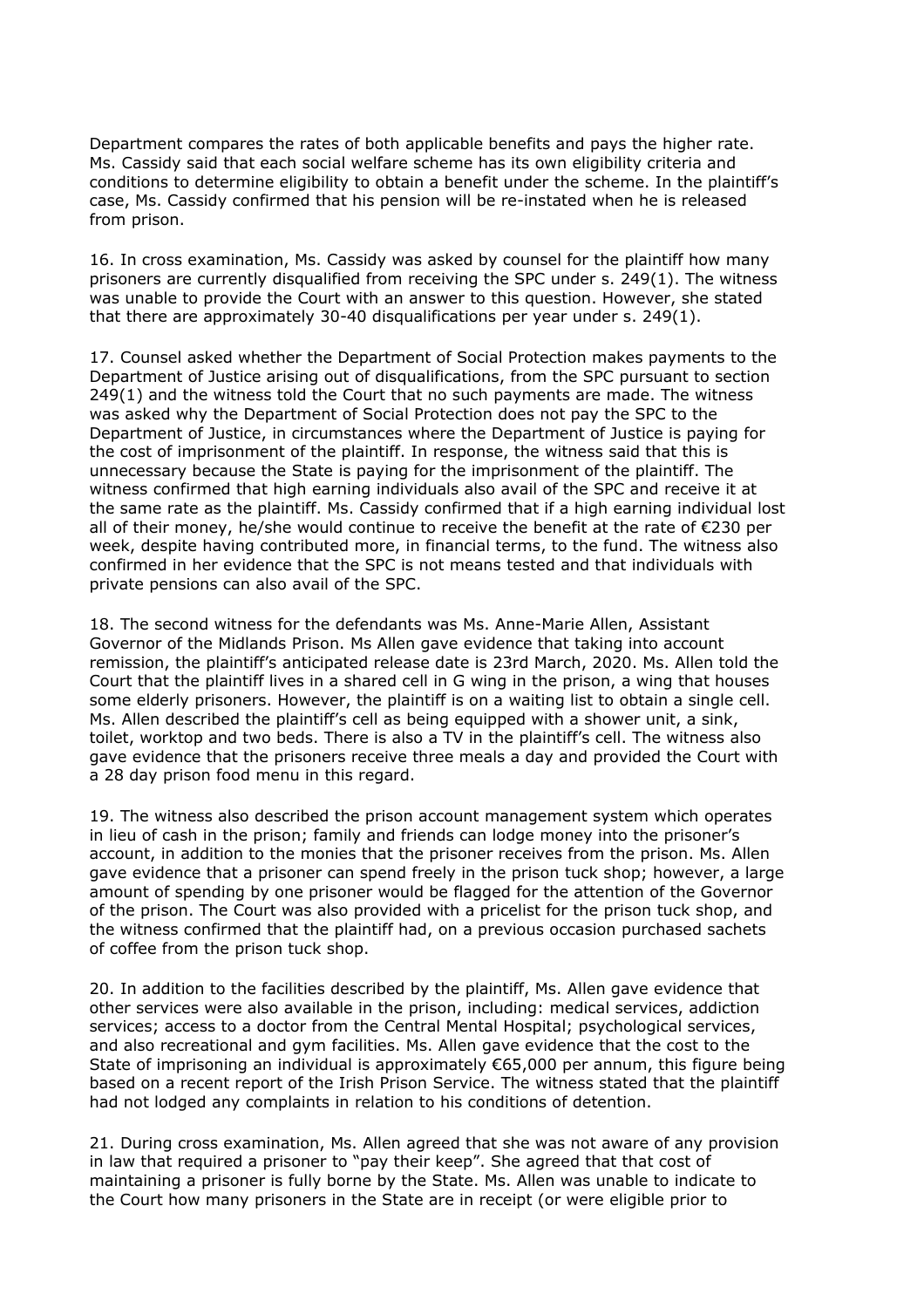Department compares the rates of both applicable benefits and pays the higher rate. Ms. Cassidy said that each social welfare scheme has its own eligibility criteria and conditions to determine eligibility to obtain a benefit under the scheme. In the plaintiff's case, Ms. Cassidy confirmed that his pension will be re-instated when he is released from prison.

16. In cross examination, Ms. Cassidy was asked by counsel for the plaintiff how many prisoners are currently disqualified from receiving the SPC under s. 249(1). The witness was unable to provide the Court with an answer to this question. However, she stated that there are approximately 30-40 disqualifications per year under s. 249(1).

17. Counsel asked whether the Department of Social Protection makes payments to the Department of Justice arising out of disqualifications, from the SPC pursuant to section 249(1) and the witness told the Court that no such payments are made. The witness was asked why the Department of Social Protection does not pay the SPC to the Department of Justice, in circumstances where the Department of Justice is paying for the cost of imprisonment of the plaintiff. In response, the witness said that this is unnecessary because the State is paying for the imprisonment of the plaintiff. The witness confirmed that high earning individuals also avail of the SPC and receive it at the same rate as the plaintiff. Ms. Cassidy confirmed that if a high earning individual lost all of their money, he/she would continue to receive the benefit at the rate of €230 per week, despite having contributed more, in financial terms, to the fund. The witness also confirmed in her evidence that the SPC is not means tested and that individuals with private pensions can also avail of the SPC.

18. The second witness for the defendants was Ms. Anne-Marie Allen, Assistant Governor of the Midlands Prison. Ms Allen gave evidence that taking into account remission, the plaintiff's anticipated release date is 23rd March, 2020. Ms. Allen told the Court that the plaintiff lives in a shared cell in G wing in the prison, a wing that houses some elderly prisoners. However, the plaintiff is on a waiting list to obtain a single cell. Ms. Allen described the plaintiff's cell as being equipped with a shower unit, a sink, toilet, worktop and two beds. There is also a TV in the plaintiff's cell. The witness also gave evidence that the prisoners receive three meals a day and provided the Court with a 28 day prison food menu in this regard.

19. The witness also described the prison account management system which operates in lieu of cash in the prison; family and friends can lodge money into the prisoner's account, in addition to the monies that the prisoner receives from the prison. Ms. Allen gave evidence that a prisoner can spend freely in the prison tuck shop; however, a large amount of spending by one prisoner would be flagged for the attention of the Governor of the prison. The Court was also provided with a pricelist for the prison tuck shop, and the witness confirmed that the plaintiff had, on a previous occasion purchased sachets of coffee from the prison tuck shop.

20. In addition to the facilities described by the plaintiff, Ms. Allen gave evidence that other services were also available in the prison, including: medical services, addiction services; access to a doctor from the Central Mental Hospital; psychological services, and also recreational and gym facilities. Ms. Allen gave evidence that the cost to the State of imprisoning an individual is approximately €65,000 per annum, this figure being based on a recent report of the Irish Prison Service. The witness stated that the plaintiff had not lodged any complaints in relation to his conditions of detention.

21. During cross examination, Ms. Allen agreed that she was not aware of any provision in law that required a prisoner to "pay their keep". She agreed that that cost of maintaining a prisoner is fully borne by the State. Ms. Allen was unable to indicate to the Court how many prisoners in the State are in receipt (or were eligible prior to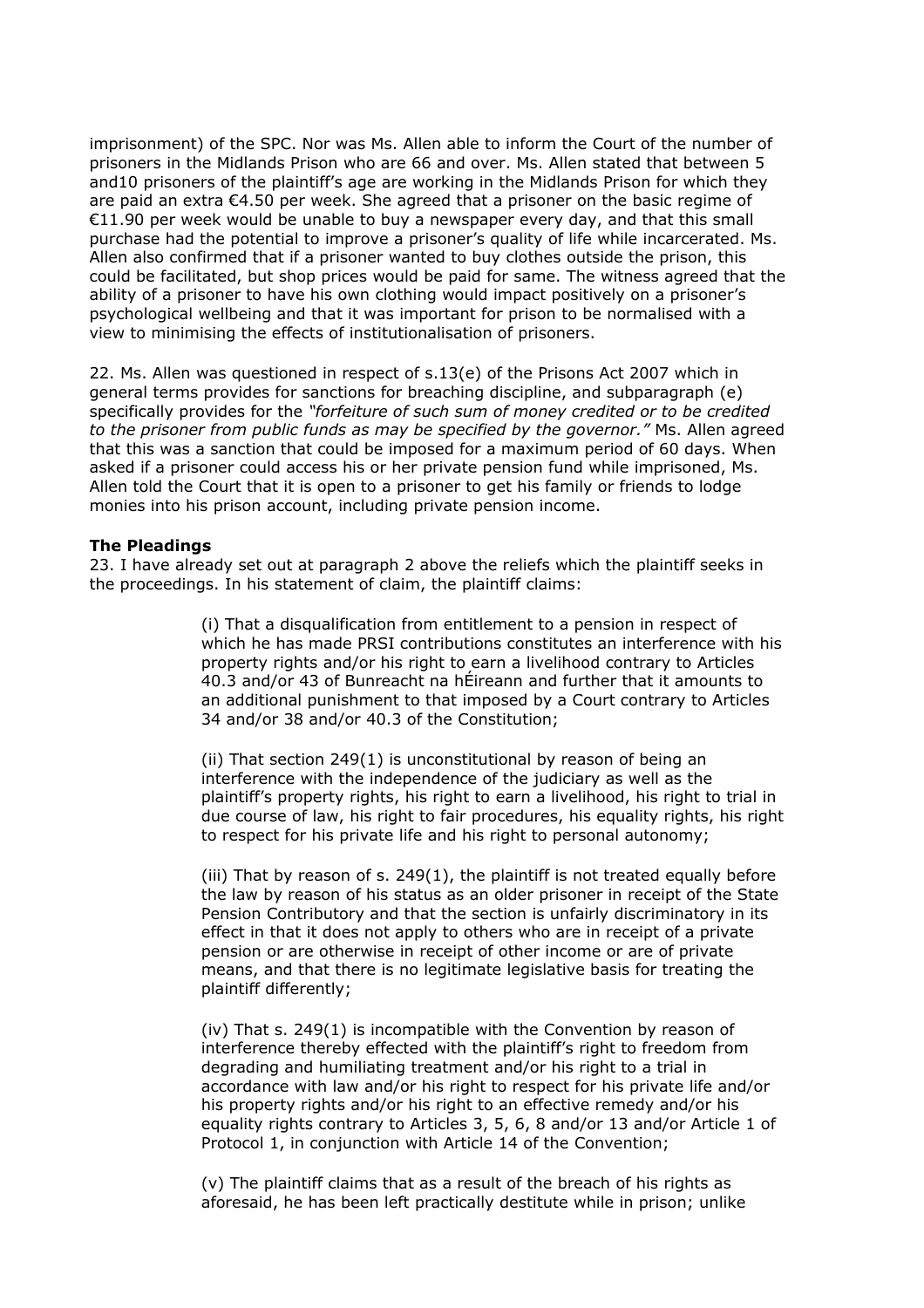imprisonment) of the SPC. Nor was Ms. Allen able to inform the Court of the number of prisoners in the Midlands Prison who are 66 and over. Ms. Allen stated that between 5 and10 prisoners of the plaintiff's age are working in the Midlands Prison for which they are paid an extra €4.50 per week. She agreed that a prisoner on the basic regime of €11.90 per week would be unable to buy a newspaper every day, and that this small purchase had the potential to improve a prisoner's quality of life while incarcerated. Ms. Allen also confirmed that if a prisoner wanted to buy clothes outside the prison, this could be facilitated, but shop prices would be paid for same. The witness agreed that the ability of a prisoner to have his own clothing would impact positively on a prisoner's psychological wellbeing and that it was important for prison to be normalised with a view to minimising the effects of institutionalisation of prisoners.

22. Ms. Allen was questioned in respect of s.13(e) of the Prisons Act 2007 which in general terms provides for sanctions for breaching discipline, and subparagraph (e) specifically provides for the *"forfeiture of such sum of money credited or to be credited to the prisoner from public funds as may be specified by the governor."* Ms. Allen agreed that this was a sanction that could be imposed for a maximum period of 60 days. When asked if a prisoner could access his or her private pension fund while imprisoned, Ms. Allen told the Court that it is open to a prisoner to get his family or friends to lodge monies into his prison account, including private pension income.

**The Pleadings**

23. I have already set out at paragraph 2 above the reliefs which the plaintiff seeks in the proceedings. In his statement of claim, the plaintiff claims:

> (i) That a disqualification from entitlement to a pension in respect of which he has made PRSI contributions constitutes an interference with his property rights and/or his right to earn a livelihood contrary to Articles 40.3 and/or 43 of Bunreacht na hÉireann and further that it amounts to an additional punishment to that imposed by a Court contrary to Articles 34 and/or 38 and/or 40.3 of the Constitution;
>
> (ii) That section 249(1) is unconstitutional by reason of being an interference with the independence of the judiciary as well as the plaintiff's property rights, his right to earn a livelihood, his right to trial in due course of law, his right to fair procedures, his equality rights, his right to respect for his private life and his right to personal autonomy;
>
> (iii) That by reason of s. 249(1), the plaintiff is not treated equally before the law by reason of his status as an older prisoner in receipt of the State Pension Contributory and that the section is unfairly discriminatory in its effect in that it does not apply to others who are in receipt of a private pension or are otherwise in receipt of other income or are of private means, and that there is no legitimate legislative basis for treating the plaintiff differently;
>
> (iv) That s. 249(1) is incompatible with the Convention by reason of interference thereby effected with the plaintiff's right to freedom from degrading and humiliating treatment and/or his right to a trial in accordance with law and/or his right to respect for his private life and/or his property rights and/or his right to an effective remedy and/or his equality rights contrary to Articles 3, 5, 6, 8 and/or 13 and/or Article 1 of Protocol 1, in conjunction with Article 14 of the Convention;
>
> (v) The plaintiff claims that as a result of the breach of his rights as aforesaid, he has been left practically destitute while in prison; unlike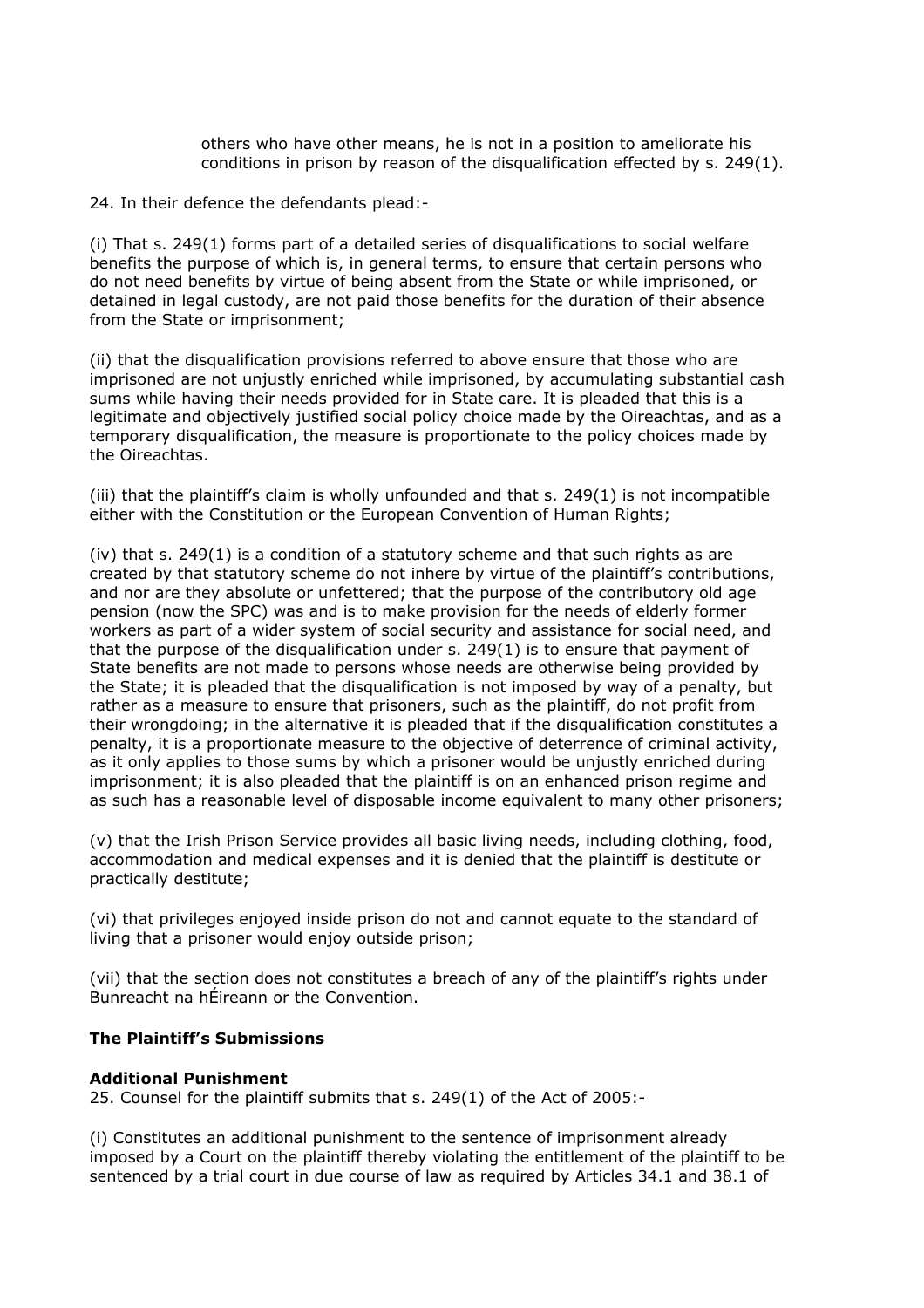others who have other means, he is not in a position to ameliorate his conditions in prison by reason of the disqualification effected by s. 249(1).

24. In their defence the defendants plead:-

(i) That s. 249(1) forms part of a detailed series of disqualifications to social welfare benefits the purpose of which is, in general terms, to ensure that certain persons who do not need benefits by virtue of being absent from the State or while imprisoned, or detained in legal custody, are not paid those benefits for the duration of their absence from the State or imprisonment;

(ii) that the disqualification provisions referred to above ensure that those who are imprisoned are not unjustly enriched while imprisoned, by accumulating substantial cash sums while having their needs provided for in State care. It is pleaded that this is a legitimate and objectively justified social policy choice made by the Oireachtas, and as a temporary disqualification, the measure is proportionate to the policy choices made by the Oireachtas.

(iii) that the plaintiff's claim is wholly unfounded and that s. 249(1) is not incompatible either with the Constitution or the European Convention of Human Rights;

(iv) that s. 249(1) is a condition of a statutory scheme and that such rights as are created by that statutory scheme do not inhere by virtue of the plaintiff's contributions, and nor are they absolute or unfettered; that the purpose of the contributory old age pension (now the SPC) was and is to make provision for the needs of elderly former workers as part of a wider system of social security and assistance for social need, and that the purpose of the disqualification under s. 249(1) is to ensure that payment of State benefits are not made to persons whose needs are otherwise being provided by the State; it is pleaded that the disqualification is not imposed by way of a penalty, but rather as a measure to ensure that prisoners, such as the plaintiff, do not profit from their wrongdoing; in the alternative it is pleaded that if the disqualification constitutes a penalty, it is a proportionate measure to the objective of deterrence of criminal activity, as it only applies to those sums by which a prisoner would be unjustly enriched during imprisonment; it is also pleaded that the plaintiff is on an enhanced prison regime and as such has a reasonable level of disposable income equivalent to many other prisoners;

(v) that the Irish Prison Service provides all basic living needs, including clothing, food, accommodation and medical expenses and it is denied that the plaintiff is destitute or practically destitute;

(vi) that privileges enjoyed inside prison do not and cannot equate to the standard of living that a prisoner would enjoy outside prison;

(vii) that the section does not constitutes a breach of any of the plaintiff's rights under Bunreacht na hÉireann or the Convention.

### The Plaintiff's Submissions

**Additional Punishment**

25. Counsel for the plaintiff submits that s. 249(1) of the Act of 2005:-

(i) Constitutes an additional punishment to the sentence of imprisonment already imposed by a Court on the plaintiff thereby violating the entitlement of the plaintiff to be sentenced by a trial court in due course of law as required by Articles 34.1 and 38.1 of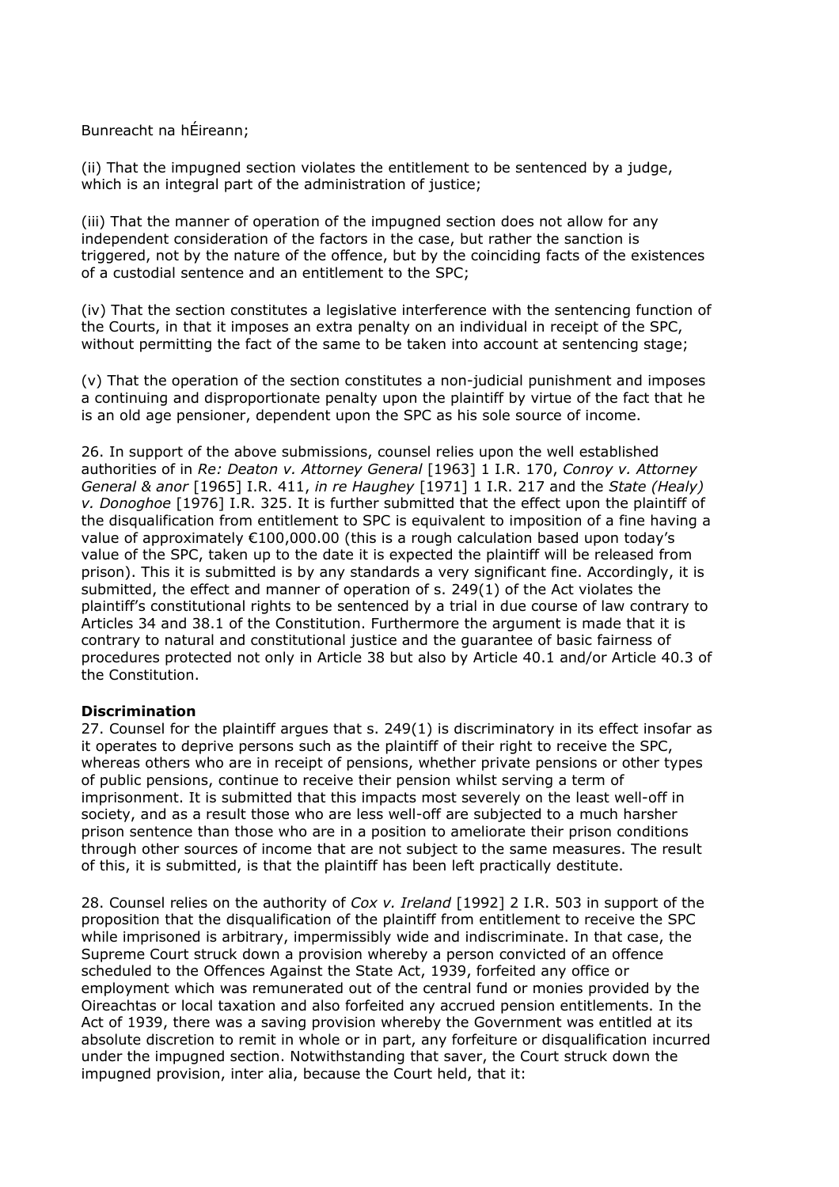Bunreacht na hÉireann;

(ii) That the impugned section violates the entitlement to be sentenced by a judge, which is an integral part of the administration of justice;

(iii) That the manner of operation of the impugned section does not allow for any independent consideration of the factors in the case, but rather the sanction is triggered, not by the nature of the offence, but by the coinciding facts of the existences of a custodial sentence and an entitlement to the SPC;

(iv) That the section constitutes a legislative interference with the sentencing function of the Courts, in that it imposes an extra penalty on an individual in receipt of the SPC, without permitting the fact of the same to be taken into account at sentencing stage;

(v) That the operation of the section constitutes a non-judicial punishment and imposes a continuing and disproportionate penalty upon the plaintiff by virtue of the fact that he is an old age pensioner, dependent upon the SPC as his sole source of income.

26. In support of the above submissions, counsel relies upon the well established authorities of in *Re: Deaton v. Attorney General* [1963] 1 I.R. 170, *Conroy v. Attorney General & anor* [1965] I.R. 411, *in re Haughey* [1971] 1 I.R. 217 and the *State (Healy) v. Donoghoe* [1976] I.R. 325. It is further submitted that the effect upon the plaintiff of the disqualification from entitlement to SPC is equivalent to imposition of a fine having a value of approximately €100,000.00 (this is a rough calculation based upon today's value of the SPC, taken up to the date it is expected the plaintiff will be released from prison). This it is submitted is by any standards a very significant fine. Accordingly, it is submitted, the effect and manner of operation of s. 249(1) of the Act violates the plaintiff's constitutional rights to be sentenced by a trial in due course of law contrary to Articles 34 and 38.1 of the Constitution. Furthermore the argument is made that it is contrary to natural and constitutional justice and the guarantee of basic fairness of procedures protected not only in Article 38 but also by Article 40.1 and/or Article 40.3 of the Constitution.

**Discrimination**

27. Counsel for the plaintiff argues that s. 249(1) is discriminatory in its effect insofar as it operates to deprive persons such as the plaintiff of their right to receive the SPC, whereas others who are in receipt of pensions, whether private pensions or other types of public pensions, continue to receive their pension whilst serving a term of imprisonment. It is submitted that this impacts most severely on the least well-off in society, and as a result those who are less well-off are subjected to a much harsher prison sentence than those who are in a position to ameliorate their prison conditions through other sources of income that are not subject to the same measures. The result of this, it is submitted, is that the plaintiff has been left practically destitute.

28. Counsel relies on the authority of *Cox v. Ireland* [1992] 2 I.R. 503 in support of the proposition that the disqualification of the plaintiff from entitlement to receive the SPC while imprisoned is arbitrary, impermissibly wide and indiscriminate. In that case, the Supreme Court struck down a provision whereby a person convicted of an offence scheduled to the Offences Against the State Act, 1939, forfeited any office or employment which was remunerated out of the central fund or monies provided by the Oireachtas or local taxation and also forfeited any accrued pension entitlements. In the Act of 1939, there was a saving provision whereby the Government was entitled at its absolute discretion to remit in whole or in part, any forfeiture or disqualification incurred under the impugned section. Notwithstanding that saver, the Court struck down the impugned provision, inter alia, because the Court held, that it: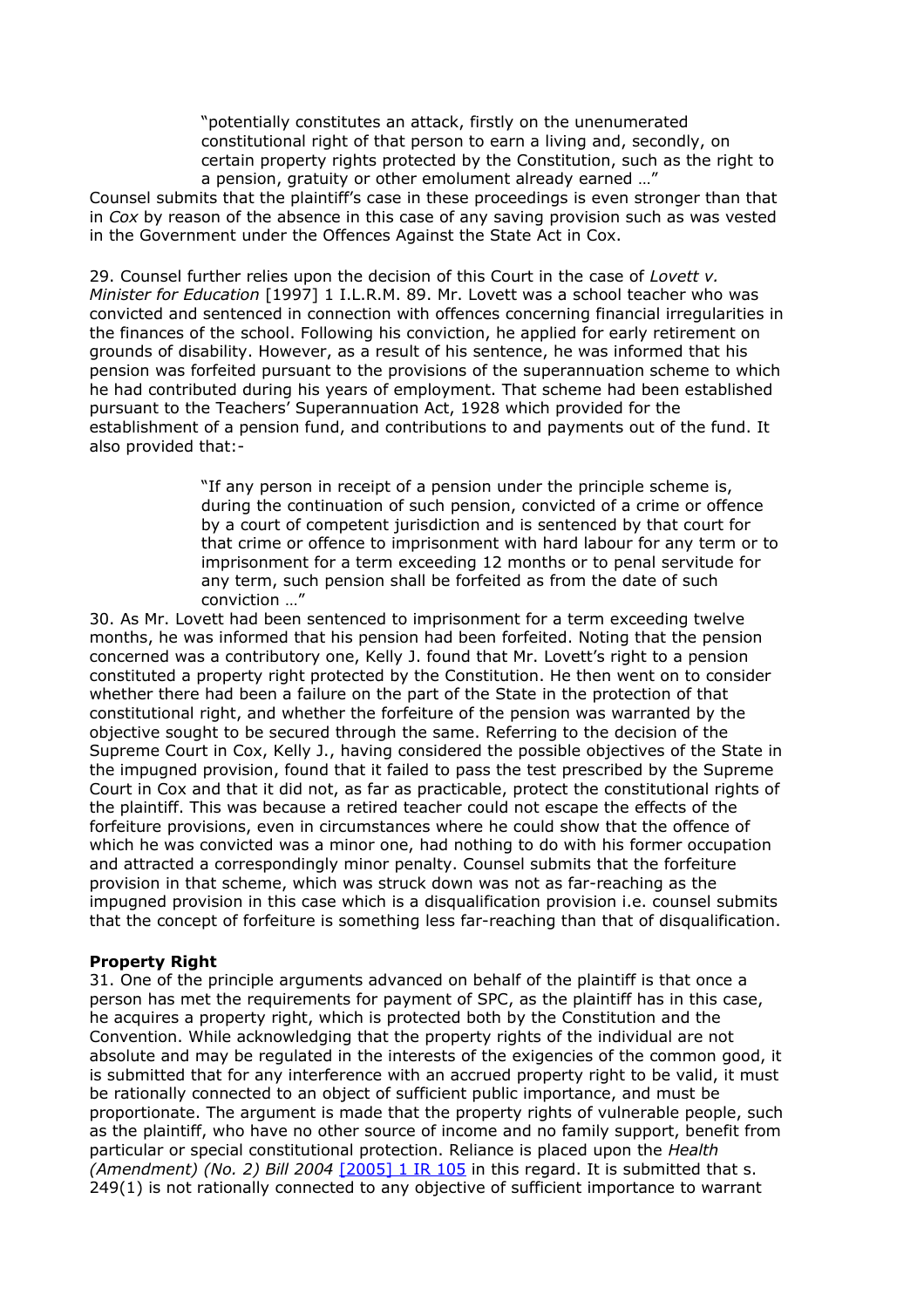> "potentially constitutes an attack, firstly on the unenumerated constitutional right of that person to earn a living and, secondly, on certain property rights protected by the Constitution, such as the right to a pension, gratuity or other emolument already earned …"

Counsel submits that the plaintiff's case in these proceedings is even stronger than that in *Cox* by reason of the absence in this case of any saving provision such as was vested in the Government under the Offences Against the State Act in Cox.

29. Counsel further relies upon the decision of this Court in the case of *Lovett v. Minister for Education* [1997] 1 I.L.R.M. 89. Mr. Lovett was a school teacher who was convicted and sentenced in connection with offences concerning financial irregularities in the finances of the school. Following his conviction, he applied for early retirement on grounds of disability. However, as a result of his sentence, he was informed that his pension was forfeited pursuant to the provisions of the superannuation scheme to which he had contributed during his years of employment. That scheme had been established pursuant to the Teachers' Superannuation Act, 1928 which provided for the establishment of a pension fund, and contributions to and payments out of the fund. It also provided that:-

> "If any person in receipt of a pension under the principle scheme is, during the continuation of such pension, convicted of a crime or offence by a court of competent jurisdiction and is sentenced by that court for that crime or offence to imprisonment with hard labour for any term or to imprisonment for a term exceeding 12 months or to penal servitude for any term, such pension shall be forfeited as from the date of such conviction …"

30. As Mr. Lovett had been sentenced to imprisonment for a term exceeding twelve months, he was informed that his pension had been forfeited. Noting that the pension concerned was a contributory one, Kelly J. found that Mr. Lovett's right to a pension constituted a property right protected by the Constitution. He then went on to consider whether there had been a failure on the part of the State in the protection of that constitutional right, and whether the forfeiture of the pension was warranted by the objective sought to be secured through the same. Referring to the decision of the Supreme Court in Cox, Kelly J., having considered the possible objectives of the State in the impugned provision, found that it failed to pass the test prescribed by the Supreme Court in Cox and that it did not, as far as practicable, protect the constitutional rights of the plaintiff. This was because a retired teacher could not escape the effects of the forfeiture provisions, even in circumstances where he could show that the offence of which he was convicted was a minor one, had nothing to do with his former occupation and attracted a correspondingly minor penalty. Counsel submits that the forfeiture provision in that scheme, which was struck down was not as far-reaching as the impugned provision in this case which is a disqualification provision i.e. counsel submits that the concept of forfeiture is something less far-reaching than that of disqualification.

**Property Right**

31. One of the principle arguments advanced on behalf of the plaintiff is that once a person has met the requirements for payment of SPC, as the plaintiff has in this case, he acquires a property right, which is protected both by the Constitution and the Convention. While acknowledging that the property rights of the individual are not absolute and may be regulated in the interests of the exigencies of the common good, it is submitted that for any interference with an accrued property right to be valid, it must be rationally connected to an object of sufficient public importance, and must be proportionate. The argument is made that the property rights of vulnerable people, such as the plaintiff, who have no other source of income and no family support, benefit from particular or special constitutional protection. Reliance is placed upon the *Health (Amendment) (No. 2) Bill 2004* [2005] 1 IR 105 in this regard. It is submitted that s. 249(1) is not rationally connected to any objective of sufficient importance to warrant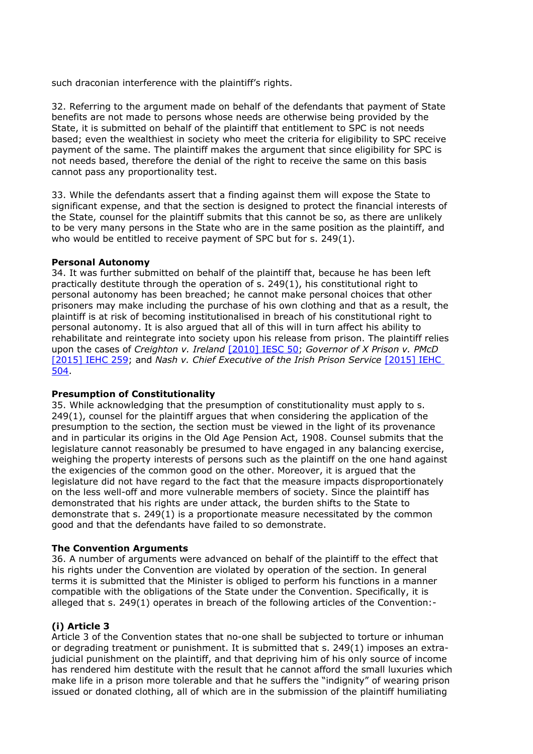such draconian interference with the plaintiff's rights.

32. Referring to the argument made on behalf of the defendants that payment of State benefits are not made to persons whose needs are otherwise being provided by the State, it is submitted on behalf of the plaintiff that entitlement to SPC is not needs based; even the wealthiest in society who meet the criteria for eligibility to SPC receive payment of the same. The plaintiff makes the argument that since eligibility for SPC is not needs based, therefore the denial of the right to receive the same on this basis cannot pass any proportionality test.

33. While the defendants assert that a finding against them will expose the State to significant expense, and that the section is designed to protect the financial interests of the State, counsel for the plaintiff submits that this cannot be so, as there are unlikely to be very many persons in the State who are in the same position as the plaintiff, and who would be entitled to receive payment of SPC but for s. 249(1).

**Personal Autonomy**

34. It was further submitted on behalf of the plaintiff that, because he has been left practically destitute through the operation of s. 249(1), his constitutional right to personal autonomy has been breached; he cannot make personal choices that other prisoners may make including the purchase of his own clothing and that as a result, the plaintiff is at risk of becoming institutionalised in breach of his constitutional right to personal autonomy. It is also argued that all of this will in turn affect his ability to rehabilitate and reintegrate into society upon his release from prison. The plaintiff relies upon the cases of *Creighton v. Ireland* [2010] IESC 50; *Governor of X Prison v. PMcD* [2015] IEHC 259; and *Nash v. Chief Executive of the Irish Prison Service* [2015] IEHC 504.

**Presumption of Constitutionality**

35. While acknowledging that the presumption of constitutionality must apply to s. 249(1), counsel for the plaintiff argues that when considering the application of the presumption to the section, the section must be viewed in the light of its provenance and in particular its origins in the Old Age Pension Act, 1908. Counsel submits that the legislature cannot reasonably be presumed to have engaged in any balancing exercise, weighing the property interests of persons such as the plaintiff on the one hand against the exigencies of the common good on the other. Moreover, it is argued that the legislature did not have regard to the fact that the measure impacts disproportionately on the less well-off and more vulnerable members of society. Since the plaintiff has demonstrated that his rights are under attack, the burden shifts to the State to demonstrate that s. 249(1) is a proportionate measure necessitated by the common good and that the defendants have failed to so demonstrate.

**The Convention Arguments**

36. A number of arguments were advanced on behalf of the plaintiff to the effect that his rights under the Convention are violated by operation of the section. In general terms it is submitted that the Minister is obliged to perform his functions in a manner compatible with the obligations of the State under the Convention. Specifically, it is alleged that s. 249(1) operates in breach of the following articles of the Convention:-

**(i) Article 3**

Article 3 of the Convention states that no-one shall be subjected to torture or inhuman or degrading treatment or punishment. It is submitted that s. 249(1) imposes an extra-judicial punishment on the plaintiff, and that depriving him of his only source of income has rendered him destitute with the result that he cannot afford the small luxuries which make life in a prison more tolerable and that he suffers the "indignity" of wearing prison issued or donated clothing, all of which are in the submission of the plaintiff humiliating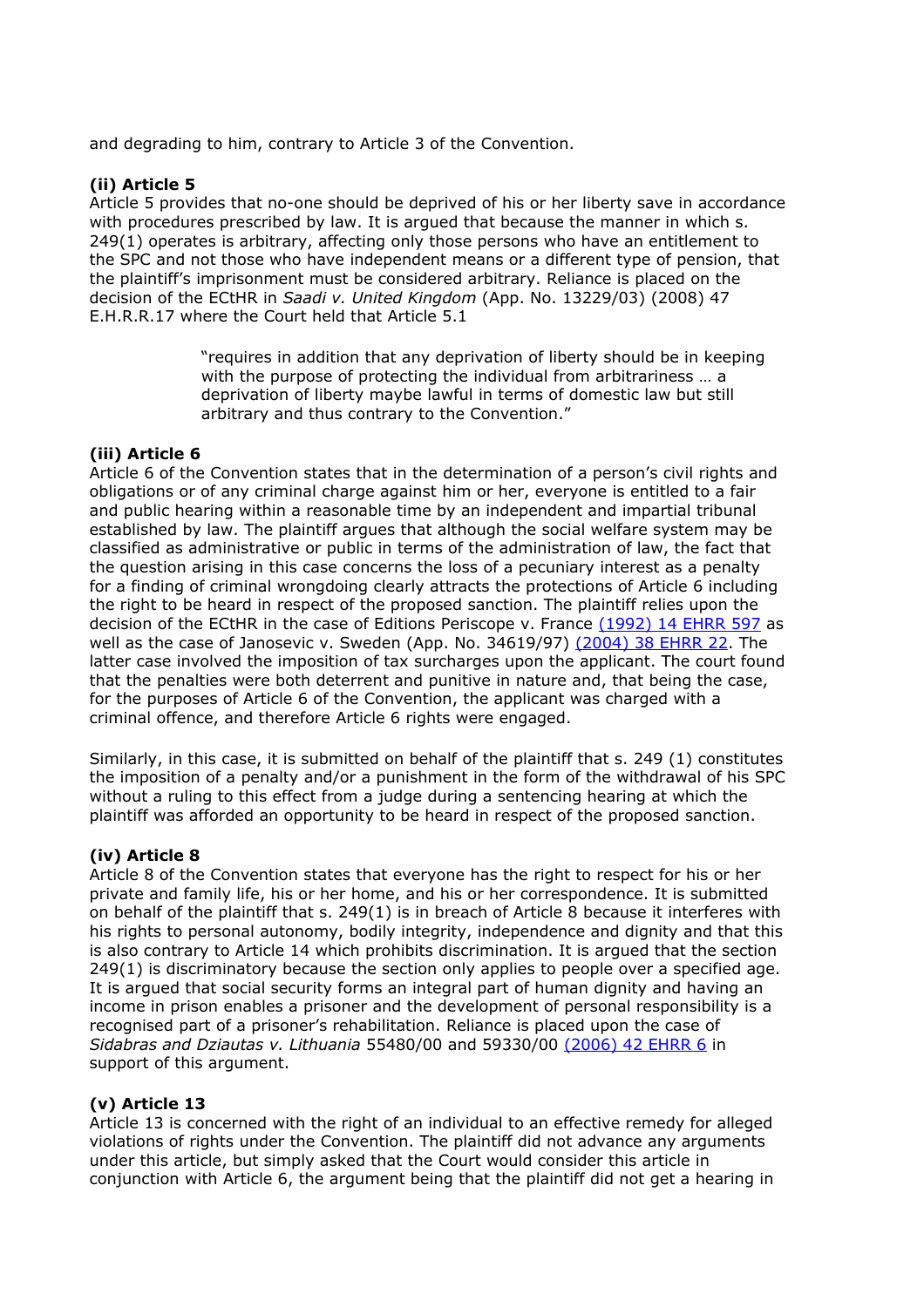and degrading to him, contrary to Article 3 of the Convention.

**(ii) Article 5**

Article 5 provides that no-one should be deprived of his or her liberty save in accordance with procedures prescribed by law. It is argued that because the manner in which s. 249(1) operates is arbitrary, affecting only those persons who have an entitlement to the SPC and not those who have independent means or a different type of pension, that the plaintiff's imprisonment must be considered arbitrary. Reliance is placed on the decision of the ECtHR in *Saadi v. United Kingdom* (App. No. 13229/03) (2008) 47 E.H.R.R.17 where the Court held that Article 5.1

> "requires in addition that any deprivation of liberty should be in keeping with the purpose of protecting the individual from arbitrariness … a deprivation of liberty maybe lawful in terms of domestic law but still arbitrary and thus contrary to the Convention."

**(iii) Article 6**

Article 6 of the Convention states that in the determination of a person's civil rights and obligations or of any criminal charge against him or her, everyone is entitled to a fair and public hearing within a reasonable time by an independent and impartial tribunal established by law. The plaintiff argues that although the social welfare system may be classified as administrative or public in terms of the administration of law, the fact that the question arising in this case concerns the loss of a pecuniary interest as a penalty for a finding of criminal wrongdoing clearly attracts the protections of Article 6 including the right to be heard in respect of the proposed sanction. The plaintiff relies upon the decision of the ECtHR in the case of Editions Periscope v. France (1992) 14 EHRR 597 as well as the case of Janosevic v. Sweden (App. No. 34619/97) (2004) 38 EHRR 22. The latter case involved the imposition of tax surcharges upon the applicant. The court found that the penalties were both deterrent and punitive in nature and, that being the case, for the purposes of Article 6 of the Convention, the applicant was charged with a criminal offence, and therefore Article 6 rights were engaged.

Similarly, in this case, it is submitted on behalf of the plaintiff that s. 249 (1) constitutes the imposition of a penalty and/or a punishment in the form of the withdrawal of his SPC without a ruling to this effect from a judge during a sentencing hearing at which the plaintiff was afforded an opportunity to be heard in respect of the proposed sanction.

**(iv) Article 8**

Article 8 of the Convention states that everyone has the right to respect for his or her private and family life, his or her home, and his or her correspondence. It is submitted on behalf of the plaintiff that s. 249(1) is in breach of Article 8 because it interferes with his rights to personal autonomy, bodily integrity, independence and dignity and that this is also contrary to Article 14 which prohibits discrimination. It is argued that the section 249(1) is discriminatory because the section only applies to people over a specified age. It is argued that social security forms an integral part of human dignity and having an income in prison enables a prisoner and the development of personal responsibility is a recognised part of a prisoner's rehabilitation. Reliance is placed upon the case of *Sidabras and Dziautas v. Lithuania* 55480/00 and 59330/00 (2006) 42 EHRR 6 in support of this argument.

**(v) Article 13**

Article 13 is concerned with the right of an individual to an effective remedy for alleged violations of rights under the Convention. The plaintiff did not advance any arguments under this article, but simply asked that the Court would consider this article in conjunction with Article 6, the argument being that the plaintiff did not get a hearing in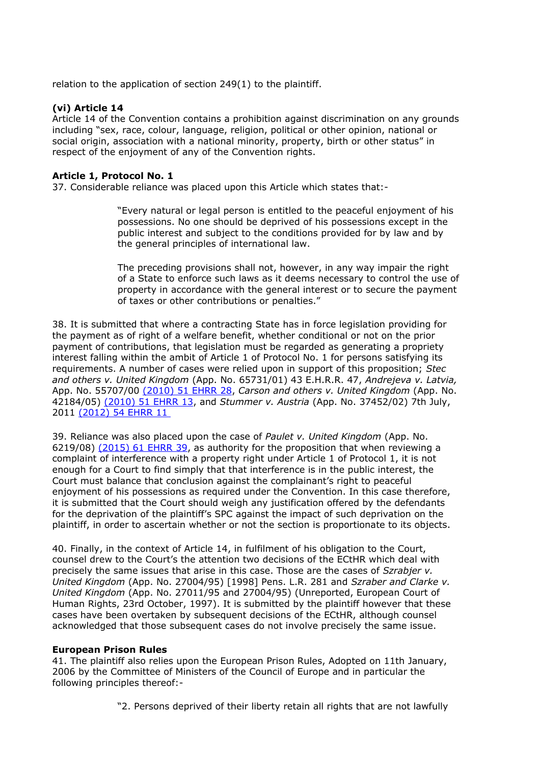relation to the application of section 249(1) to the plaintiff.

**(vi) Article 14**

Article 14 of the Convention contains a prohibition against discrimination on any grounds including "sex, race, colour, language, religion, political or other opinion, national or social origin, association with a national minority, property, birth or other status" in respect of the enjoyment of any of the Convention rights.

**Article 1, Protocol No. 1**

37. Considerable reliance was placed upon this Article which states that:-

> "Every natural or legal person is entitled to the peaceful enjoyment of his possessions. No one should be deprived of his possessions except in the public interest and subject to the conditions provided for by law and by the general principles of international law.
>
> The preceding provisions shall not, however, in any way impair the right of a State to enforce such laws as it deems necessary to control the use of property in accordance with the general interest or to secure the payment of taxes or other contributions or penalties."

38. It is submitted that where a contracting State has in force legislation providing for the payment as of right of a welfare benefit, whether conditional or not on the prior payment of contributions, that legislation must be regarded as generating a propriety interest falling within the ambit of Article 1 of Protocol No. 1 for persons satisfying its requirements. A number of cases were relied upon in support of this proposition; *Stec and others v. United Kingdom* (App. No. 65731/01) 43 E.H.R.R. 47, *Andrejeva v. Latvia,* App. No. 55707/00 (2010) 51 EHRR 28, *Carson and others v. United Kingdom* (App. No. 42184/05) (2010) 51 EHRR 13, and *Stummer v. Austria* (App. No. 37452/02) 7th July, 2011 (2012) 54 EHRR 11

39. Reliance was also placed upon the case of *Paulet v. United Kingdom* (App. No. 6219/08) (2015) 61 EHRR 39, as authority for the proposition that when reviewing a complaint of interference with a property right under Article 1 of Protocol 1, it is not enough for a Court to find simply that that interference is in the public interest, the Court must balance that conclusion against the complainant's right to peaceful enjoyment of his possessions as required under the Convention. In this case therefore, it is submitted that the Court should weigh any justification offered by the defendants for the deprivation of the plaintiff's SPC against the impact of such deprivation on the plaintiff, in order to ascertain whether or not the section is proportionate to its objects.

40. Finally, in the context of Article 14, in fulfilment of his obligation to the Court, counsel drew to the Court's the attention two decisions of the ECtHR which deal with precisely the same issues that arise in this case. Those are the cases of *Szrabjer v. United Kingdom* (App. No. 27004/95) [1998] Pens. L.R. 281 and *Szraber and Clarke v. United Kingdom* (App. No. 27011/95 and 27004/95) (Unreported, European Court of Human Rights, 23rd October, 1997). It is submitted by the plaintiff however that these cases have been overtaken by subsequent decisions of the ECtHR, although counsel acknowledged that those subsequent cases do not involve precisely the same issue.

**European Prison Rules**

41. The plaintiff also relies upon the European Prison Rules, Adopted on 11th January, 2006 by the Committee of Ministers of the Council of Europe and in particular the following principles thereof:-

> "2. Persons deprived of their liberty retain all rights that are not lawfully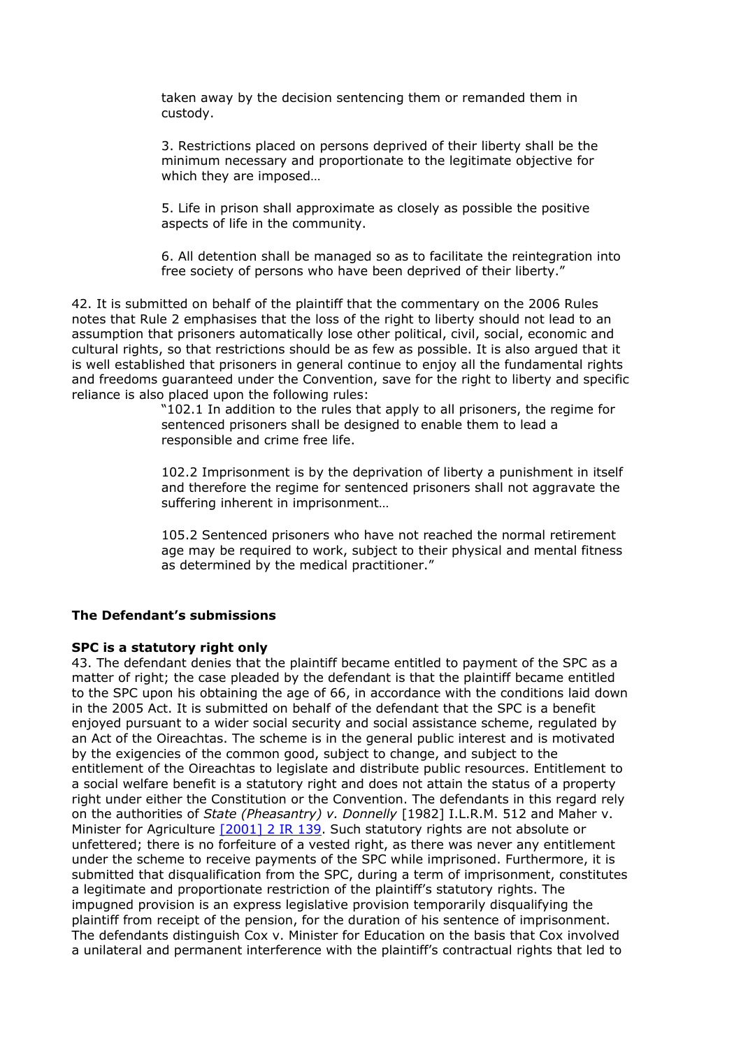> taken away by the decision sentencing them or remanded them in custody.
>
> 3. Restrictions placed on persons deprived of their liberty shall be the minimum necessary and proportionate to the legitimate objective for which they are imposed…
>
> 5. Life in prison shall approximate as closely as possible the positive aspects of life in the community.
>
> 6. All detention shall be managed so as to facilitate the reintegration into free society of persons who have been deprived of their liberty."

42. It is submitted on behalf of the plaintiff that the commentary on the 2006 Rules notes that Rule 2 emphasises that the loss of the right to liberty should not lead to an assumption that prisoners automatically lose other political, civil, social, economic and cultural rights, so that restrictions should be as few as possible. It is also argued that it is well established that prisoners in general continue to enjoy all the fundamental rights and freedoms guaranteed under the Convention, save for the right to liberty and specific reliance is also placed upon the following rules:

> "102.1 In addition to the rules that apply to all prisoners, the regime for sentenced prisoners shall be designed to enable them to lead a responsible and crime free life.
>
> 102.2 Imprisonment is by the deprivation of liberty a punishment in itself and therefore the regime for sentenced prisoners shall not aggravate the suffering inherent in imprisonment…
>
> 105.2 Sentenced prisoners who have not reached the normal retirement age may be required to work, subject to their physical and mental fitness as determined by the medical practitioner."

**The Defendant's submissions**

**SPC is a statutory right only**

43. The defendant denies that the plaintiff became entitled to payment of the SPC as a matter of right; the case pleaded by the defendant is that the plaintiff became entitled to the SPC upon his obtaining the age of 66, in accordance with the conditions laid down in the 2005 Act. It is submitted on behalf of the defendant that the SPC is a benefit enjoyed pursuant to a wider social security and social assistance scheme, regulated by an Act of the Oireachtas. The scheme is in the general public interest and is motivated by the exigencies of the common good, subject to change, and subject to the entitlement of the Oireachtas to legislate and distribute public resources. Entitlement to a social welfare benefit is a statutory right and does not attain the status of a property right under either the Constitution or the Convention. The defendants in this regard rely on the authorities of *State (Pheasantry) v. Donnelly* [1982] I.L.R.M. 512 and Maher v. Minister for Agriculture [2001] 2 IR 139. Such statutory rights are not absolute or unfettered; there is no forfeiture of a vested right, as there was never any entitlement under the scheme to receive payments of the SPC while imprisoned. Furthermore, it is submitted that disqualification from the SPC, during a term of imprisonment, constitutes a legitimate and proportionate restriction of the plaintiff's statutory rights. The impugned provision is an express legislative provision temporarily disqualifying the plaintiff from receipt of the pension, for the duration of his sentence of imprisonment. The defendants distinguish Cox v. Minister for Education on the basis that Cox involved a unilateral and permanent interference with the plaintiff's contractual rights that led to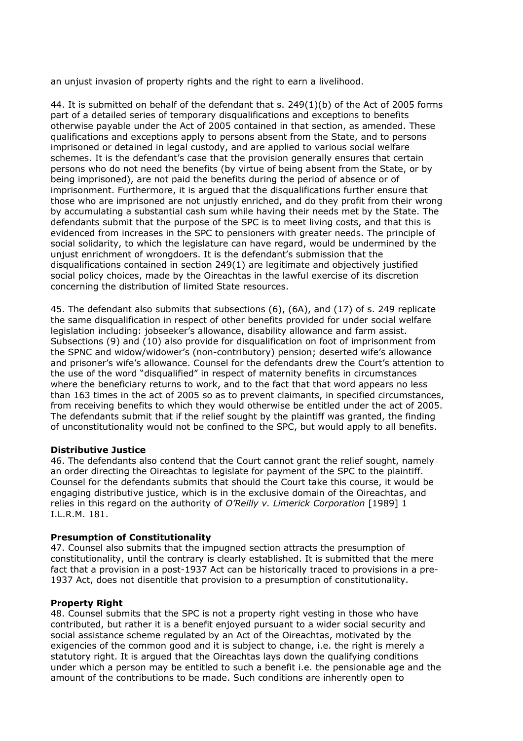an unjust invasion of property rights and the right to earn a livelihood.

44. It is submitted on behalf of the defendant that s. 249(1)(b) of the Act of 2005 forms part of a detailed series of temporary disqualifications and exceptions to benefits otherwise payable under the Act of 2005 contained in that section, as amended. These qualifications and exceptions apply to persons absent from the State, and to persons imprisoned or detained in legal custody, and are applied to various social welfare schemes. It is the defendant's case that the provision generally ensures that certain persons who do not need the benefits (by virtue of being absent from the State, or by being imprisoned), are not paid the benefits during the period of absence or of imprisonment. Furthermore, it is argued that the disqualifications further ensure that those who are imprisoned are not unjustly enriched, and do they profit from their wrong by accumulating a substantial cash sum while having their needs met by the State. The defendants submit that the purpose of the SPC is to meet living costs, and that this is evidenced from increases in the SPC to pensioners with greater needs. The principle of social solidarity, to which the legislature can have regard, would be undermined by the unjust enrichment of wrongdoers. It is the defendant's submission that the disqualifications contained in section 249(1) are legitimate and objectively justified social policy choices, made by the Oireachtas in the lawful exercise of its discretion concerning the distribution of limited State resources.

45. The defendant also submits that subsections (6), (6A), and (17) of s. 249 replicate the same disqualification in respect of other benefits provided for under social welfare legislation including: jobseeker's allowance, disability allowance and farm assist. Subsections (9) and (10) also provide for disqualification on foot of imprisonment from the SPNC and widow/widower's (non-contributory) pension; deserted wife's allowance and prisoner's wife's allowance. Counsel for the defendants drew the Court's attention to the use of the word "disqualified" in respect of maternity benefits in circumstances where the beneficiary returns to work, and to the fact that that word appears no less than 163 times in the act of 2005 so as to prevent claimants, in specified circumstances, from receiving benefits to which they would otherwise be entitled under the act of 2005. The defendants submit that if the relief sought by the plaintiff was granted, the finding of unconstitutionality would not be confined to the SPC, but would apply to all benefits.

**Distributive Justice**

46. The defendants also contend that the Court cannot grant the relief sought, namely an order directing the Oireachtas to legislate for payment of the SPC to the plaintiff. Counsel for the defendants submits that should the Court take this course, it would be engaging distributive justice, which is in the exclusive domain of the Oireachtas, and relies in this regard on the authority of *O'Reilly v. Limerick Corporation* [1989] 1 I.L.R.M. 181.

**Presumption of Constitutionality**

47. Counsel also submits that the impugned section attracts the presumption of constitutionality, until the contrary is clearly established. It is submitted that the mere fact that a provision in a post-1937 Act can be historically traced to provisions in a pre-1937 Act, does not disentitle that provision to a presumption of constitutionality.

**Property Right**

48. Counsel submits that the SPC is not a property right vesting in those who have contributed, but rather it is a benefit enjoyed pursuant to a wider social security and social assistance scheme regulated by an Act of the Oireachtas, motivated by the exigencies of the common good and it is subject to change, i.e. the right is merely a statutory right. It is argued that the Oireachtas lays down the qualifying conditions under which a person may be entitled to such a benefit i.e. the pensionable age and the amount of the contributions to be made. Such conditions are inherently open to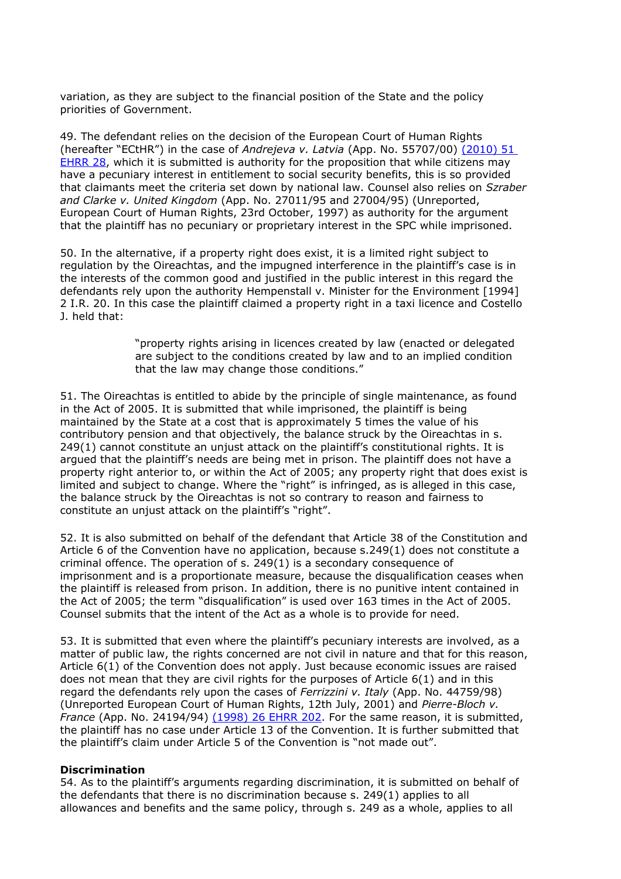variation, as they are subject to the financial position of the State and the policy priorities of Government.

49. The defendant relies on the decision of the European Court of Human Rights (hereafter "ECtHR") in the case of *Andrejeva v. Latvia* (App. No. 55707/00) (2010) 51 EHRR 28, which it is submitted is authority for the proposition that while citizens may have a pecuniary interest in entitlement to social security benefits, this is so provided that claimants meet the criteria set down by national law. Counsel also relies on *Szraber and Clarke v. United Kingdom* (App. No. 27011/95 and 27004/95) (Unreported, European Court of Human Rights, 23rd October, 1997) as authority for the argument that the plaintiff has no pecuniary or proprietary interest in the SPC while imprisoned.

50. In the alternative, if a property right does exist, it is a limited right subject to regulation by the Oireachtas, and the impugned interference in the plaintiff's case is in the interests of the common good and justified in the public interest in this regard the defendants rely upon the authority Hempenstall v. Minister for the Environment [1994] 2 I.R. 20. In this case the plaintiff claimed a property right in a taxi licence and Costello J. held that:

> "property rights arising in licences created by law (enacted or delegated are subject to the conditions created by law and to an implied condition that the law may change those conditions."

51. The Oireachtas is entitled to abide by the principle of single maintenance, as found in the Act of 2005. It is submitted that while imprisoned, the plaintiff is being maintained by the State at a cost that is approximately 5 times the value of his contributory pension and that objectively, the balance struck by the Oireachtas in s. 249(1) cannot constitute an unjust attack on the plaintiff's constitutional rights. It is argued that the plaintiff's needs are being met in prison. The plaintiff does not have a property right anterior to, or within the Act of 2005; any property right that does exist is limited and subject to change. Where the "right" is infringed, as is alleged in this case, the balance struck by the Oireachtas is not so contrary to reason and fairness to constitute an unjust attack on the plaintiff's "right".

52. It is also submitted on behalf of the defendant that Article 38 of the Constitution and Article 6 of the Convention have no application, because s.249(1) does not constitute a criminal offence. The operation of s. 249(1) is a secondary consequence of imprisonment and is a proportionate measure, because the disqualification ceases when the plaintiff is released from prison. In addition, there is no punitive intent contained in the Act of 2005; the term "disqualification" is used over 163 times in the Act of 2005. Counsel submits that the intent of the Act as a whole is to provide for need.

53. It is submitted that even where the plaintiff's pecuniary interests are involved, as a matter of public law, the rights concerned are not civil in nature and that for this reason, Article 6(1) of the Convention does not apply. Just because economic issues are raised does not mean that they are civil rights for the purposes of Article 6(1) and in this regard the defendants rely upon the cases of *Ferrizzini v. Italy* (App. No. 44759/98) (Unreported European Court of Human Rights, 12th July, 2001) and *Pierre-Bloch v. France* (App. No. 24194/94) (1998) 26 EHRR 202. For the same reason, it is submitted, the plaintiff has no case under Article 13 of the Convention. It is further submitted that the plaintiff's claim under Article 5 of the Convention is "not made out".

**Discrimination**

54. As to the plaintiff's arguments regarding discrimination, it is submitted on behalf of the defendants that there is no discrimination because s. 249(1) applies to all allowances and benefits and the same policy, through s. 249 as a whole, applies to all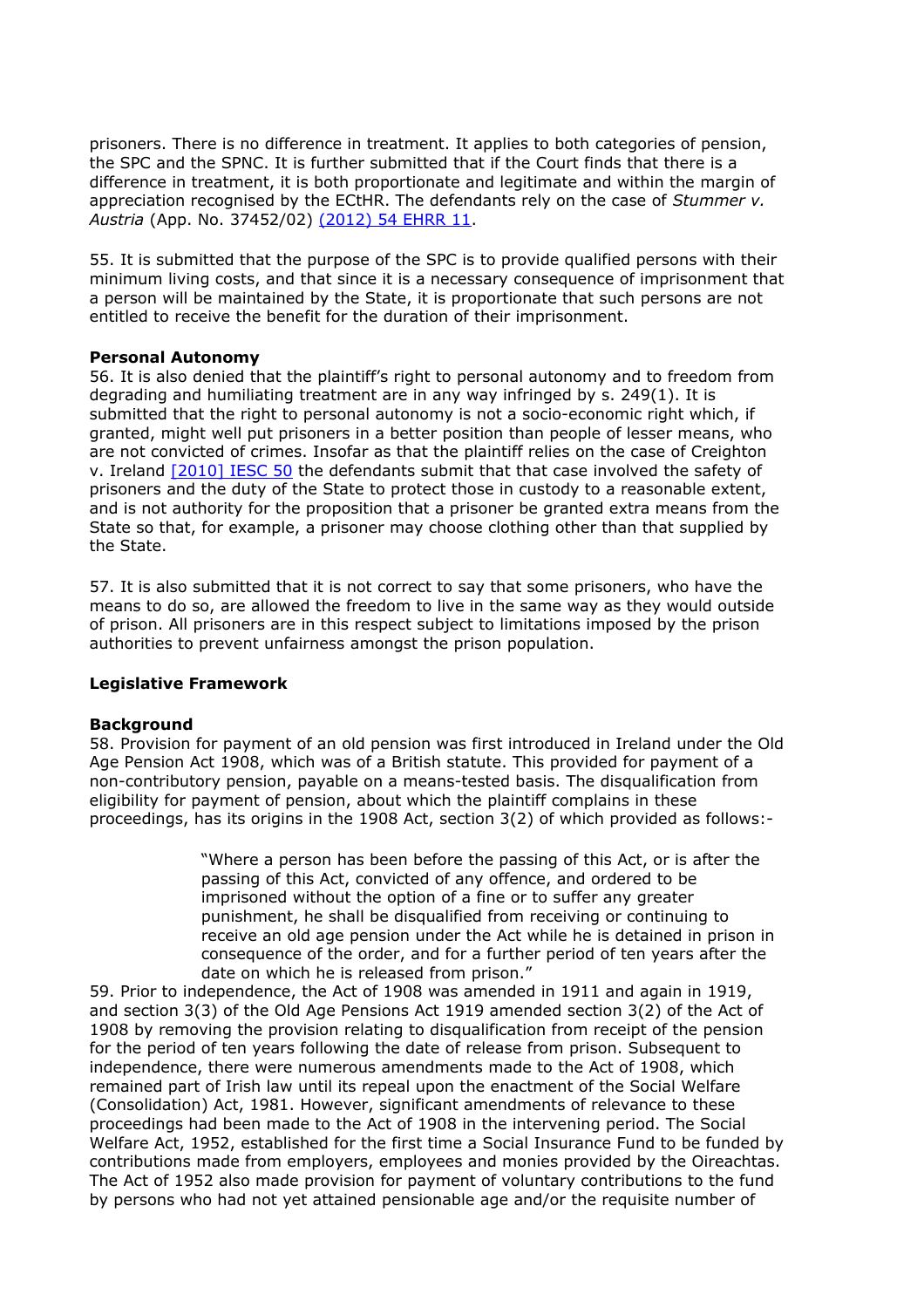prisoners. There is no difference in treatment. It applies to both categories of pension, the SPC and the SPNC. It is further submitted that if the Court finds that there is a difference in treatment, it is both proportionate and legitimate and within the margin of appreciation recognised by the ECtHR. The defendants rely on the case of *Stummer v. Austria* (App. No. 37452/02) [(2012) 54 EHRR 11].

55. It is submitted that the purpose of the SPC is to provide qualified persons with their minimum living costs, and that since it is a necessary consequence of imprisonment that a person will be maintained by the State, it is proportionate that such persons are not entitled to receive the benefit for the duration of their imprisonment.

**Personal Autonomy**

56. It is also denied that the plaintiff's right to personal autonomy and to freedom from degrading and humiliating treatment are in any way infringed by s. 249(1). It is submitted that the right to personal autonomy is not a socio-economic right which, if granted, might well put prisoners in a better position than people of lesser means, who are not convicted of crimes. Insofar as that the plaintiff relies on the case of Creighton v. Ireland [[2010] IESC 50] the defendants submit that that case involved the safety of prisoners and the duty of the State to protect those in custody to a reasonable extent, and is not authority for the proposition that a prisoner be granted extra means from the State so that, for example, a prisoner may choose clothing other than that supplied by the State.

57. It is also submitted that it is not correct to say that some prisoners, who have the means to do so, are allowed the freedom to live in the same way as they would outside of prison. All prisoners are in this respect subject to limitations imposed by the prison authorities to prevent unfairness amongst the prison population.

## Legislative Framework

**Background**

58. Provision for payment of an old pension was first introduced in Ireland under the Old Age Pension Act 1908, which was of a British statute. This provided for payment of a non-contributory pension, payable on a means-tested basis. The disqualification from eligibility for payment of pension, about which the plaintiff complains in these proceedings, has its origins in the 1908 Act, section 3(2) of which provided as follows:-

> "Where a person has been before the passing of this Act, or is after the passing of this Act, convicted of any offence, and ordered to be imprisoned without the option of a fine or to suffer any greater punishment, he shall be disqualified from receiving or continuing to receive an old age pension under the Act while he is detained in prison in consequence of the order, and for a further period of ten years after the date on which he is released from prison."

59. Prior to independence, the Act of 1908 was amended in 1911 and again in 1919, and section 3(3) of the Old Age Pensions Act 1919 amended section 3(2) of the Act of 1908 by removing the provision relating to disqualification from receipt of the pension for the period of ten years following the date of release from prison. Subsequent to independence, there were numerous amendments made to the Act of 1908, which remained part of Irish law until its repeal upon the enactment of the Social Welfare (Consolidation) Act, 1981. However, significant amendments of relevance to these proceedings had been made to the Act of 1908 in the intervening period. The Social Welfare Act, 1952, established for the first time a Social Insurance Fund to be funded by contributions made from employers, employees and monies provided by the Oireachtas. The Act of 1952 also made provision for payment of voluntary contributions to the fund by persons who had not yet attained pensionable age and/or the requisite number of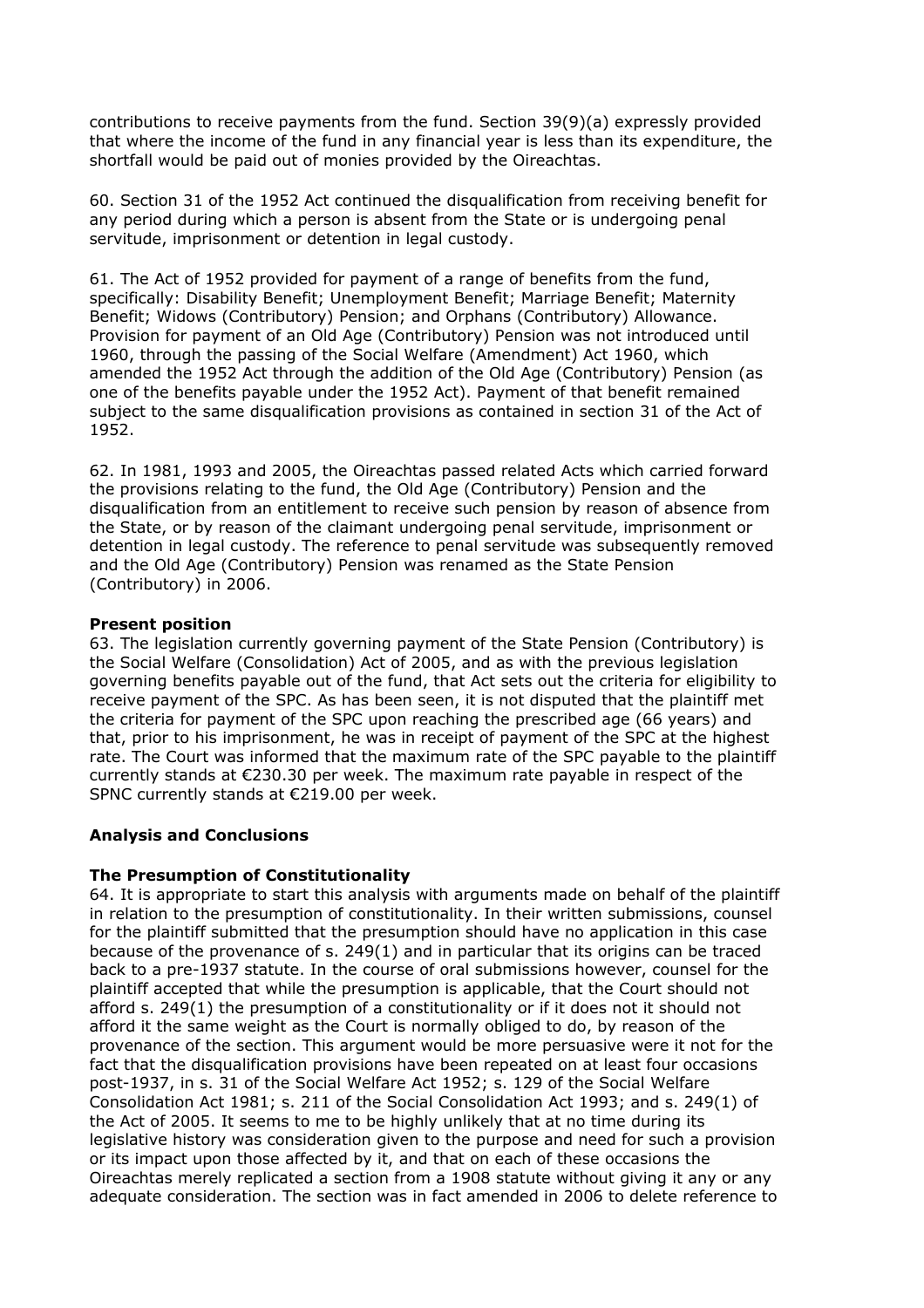contributions to receive payments from the fund. Section 39(9)(a) expressly provided that where the income of the fund in any financial year is less than its expenditure, the shortfall would be paid out of monies provided by the Oireachtas.

60. Section 31 of the 1952 Act continued the disqualification from receiving benefit for any period during which a person is absent from the State or is undergoing penal servitude, imprisonment or detention in legal custody.

61. The Act of 1952 provided for payment of a range of benefits from the fund, specifically: Disability Benefit; Unemployment Benefit; Marriage Benefit; Maternity Benefit; Widows (Contributory) Pension; and Orphans (Contributory) Allowance. Provision for payment of an Old Age (Contributory) Pension was not introduced until 1960, through the passing of the Social Welfare (Amendment) Act 1960, which amended the 1952 Act through the addition of the Old Age (Contributory) Pension (as one of the benefits payable under the 1952 Act). Payment of that benefit remained subject to the same disqualification provisions as contained in section 31 of the Act of 1952.

62. In 1981, 1993 and 2005, the Oireachtas passed related Acts which carried forward the provisions relating to the fund, the Old Age (Contributory) Pension and the disqualification from an entitlement to receive such pension by reason of absence from the State, or by reason of the claimant undergoing penal servitude, imprisonment or detention in legal custody. The reference to penal servitude was subsequently removed and the Old Age (Contributory) Pension was renamed as the State Pension (Contributory) in 2006.

**Present position**

63. The legislation currently governing payment of the State Pension (Contributory) is the Social Welfare (Consolidation) Act of 2005, and as with the previous legislation governing benefits payable out of the fund, that Act sets out the criteria for eligibility to receive payment of the SPC. As has been seen, it is not disputed that the plaintiff met the criteria for payment of the SPC upon reaching the prescribed age (66 years) and that, prior to his imprisonment, he was in receipt of payment of the SPC at the highest rate. The Court was informed that the maximum rate of the SPC payable to the plaintiff currently stands at €230.30 per week. The maximum rate payable in respect of the SPNC currently stands at €219.00 per week.

## Analysis and Conclusions

**The Presumption of Constitutionality**

64. It is appropriate to start this analysis with arguments made on behalf of the plaintiff in relation to the presumption of constitutionality. In their written submissions, counsel for the plaintiff submitted that the presumption should have no application in this case because of the provenance of s. 249(1) and in particular that its origins can be traced back to a pre-1937 statute. In the course of oral submissions however, counsel for the plaintiff accepted that while the presumption is applicable, that the Court should not afford s. 249(1) the presumption of a constitutionality or if it does not it should not afford it the same weight as the Court is normally obliged to do, by reason of the provenance of the section. This argument would be more persuasive were it not for the fact that the disqualification provisions have been repeated on at least four occasions post-1937, in s. 31 of the Social Welfare Act 1952; s. 129 of the Social Welfare Consolidation Act 1981; s. 211 of the Social Consolidation Act 1993; and s. 249(1) of the Act of 2005. It seems to me to be highly unlikely that at no time during its legislative history was consideration given to the purpose and need for such a provision or its impact upon those affected by it, and that on each of these occasions the Oireachtas merely replicated a section from a 1908 statute without giving it any or any adequate consideration. The section was in fact amended in 2006 to delete reference to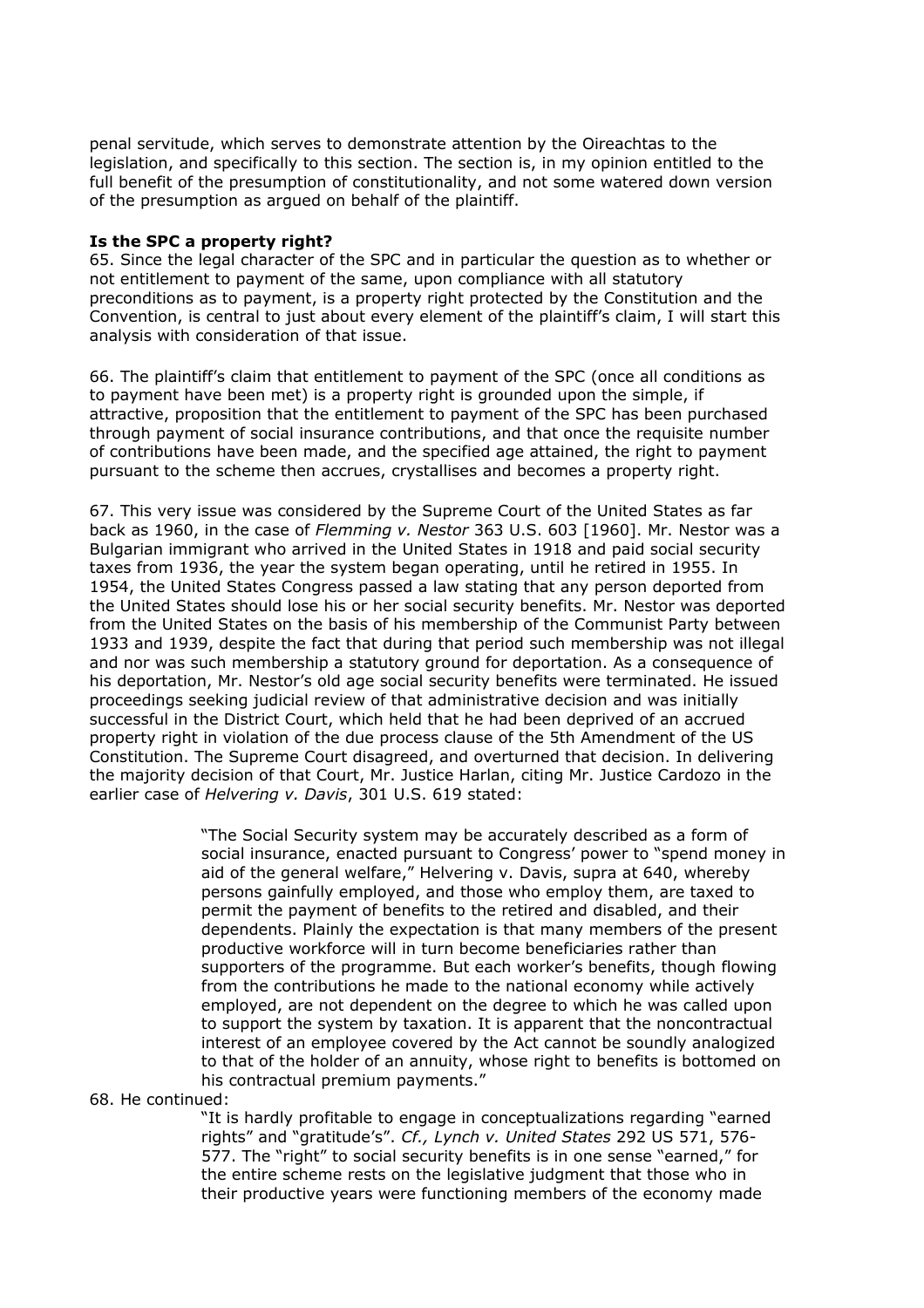penal servitude, which serves to demonstrate attention by the Oireachtas to the legislation, and specifically to this section. The section is, in my opinion entitled to the full benefit of the presumption of constitutionality, and not some watered down version of the presumption as argued on behalf of the plaintiff.

**Is the SPC a property right?**

65. Since the legal character of the SPC and in particular the question as to whether or not entitlement to payment of the same, upon compliance with all statutory preconditions as to payment, is a property right protected by the Constitution and the Convention, is central to just about every element of the plaintiff's claim, I will start this analysis with consideration of that issue.

66. The plaintiff's claim that entitlement to payment of the SPC (once all conditions as to payment have been met) is a property right is grounded upon the simple, if attractive, proposition that the entitlement to payment of the SPC has been purchased through payment of social insurance contributions, and that once the requisite number of contributions have been made, and the specified age attained, the right to payment pursuant to the scheme then accrues, crystallises and becomes a property right.

67. This very issue was considered by the Supreme Court of the United States as far back as 1960, in the case of *Flemming v. Nestor* 363 U.S. 603 [1960]. Mr. Nestor was a Bulgarian immigrant who arrived in the United States in 1918 and paid social security taxes from 1936, the year the system began operating, until he retired in 1955. In 1954, the United States Congress passed a law stating that any person deported from the United States should lose his or her social security benefits. Mr. Nestor was deported from the United States on the basis of his membership of the Communist Party between 1933 and 1939, despite the fact that during that period such membership was not illegal and nor was such membership a statutory ground for deportation. As a consequence of his deportation, Mr. Nestor's old age social security benefits were terminated. He issued proceedings seeking judicial review of that administrative decision and was initially successful in the District Court, which held that he had been deprived of an accrued property right in violation of the due process clause of the 5th Amendment of the US Constitution. The Supreme Court disagreed, and overturned that decision. In delivering the majority decision of that Court, Mr. Justice Harlan, citing Mr. Justice Cardozo in the earlier case of *Helvering v. Davis*, 301 U.S. 619 stated:

> "The Social Security system may be accurately described as a form of social insurance, enacted pursuant to Congress' power to "spend money in aid of the general welfare," Helvering v. Davis, supra at 640, whereby persons gainfully employed, and those who employ them, are taxed to permit the payment of benefits to the retired and disabled, and their dependents. Plainly the expectation is that many members of the present productive workforce will in turn become beneficiaries rather than supporters of the programme. But each worker's benefits, though flowing from the contributions he made to the national economy while actively employed, are not dependent on the degree to which he was called upon to support the system by taxation. It is apparent that the noncontractual interest of an employee covered by the Act cannot be soundly analogized to that of the holder of an annuity, whose right to benefits is bottomed on his contractual premium payments."

68. He continued:

> "It is hardly profitable to engage in conceptualizations regarding "earned rights" and "gratitude's". *Cf., Lynch v. United States* 292 US 571, 576-577. The "right" to social security benefits is in one sense "earned," for the entire scheme rests on the legislative judgment that those who in their productive years were functioning members of the economy made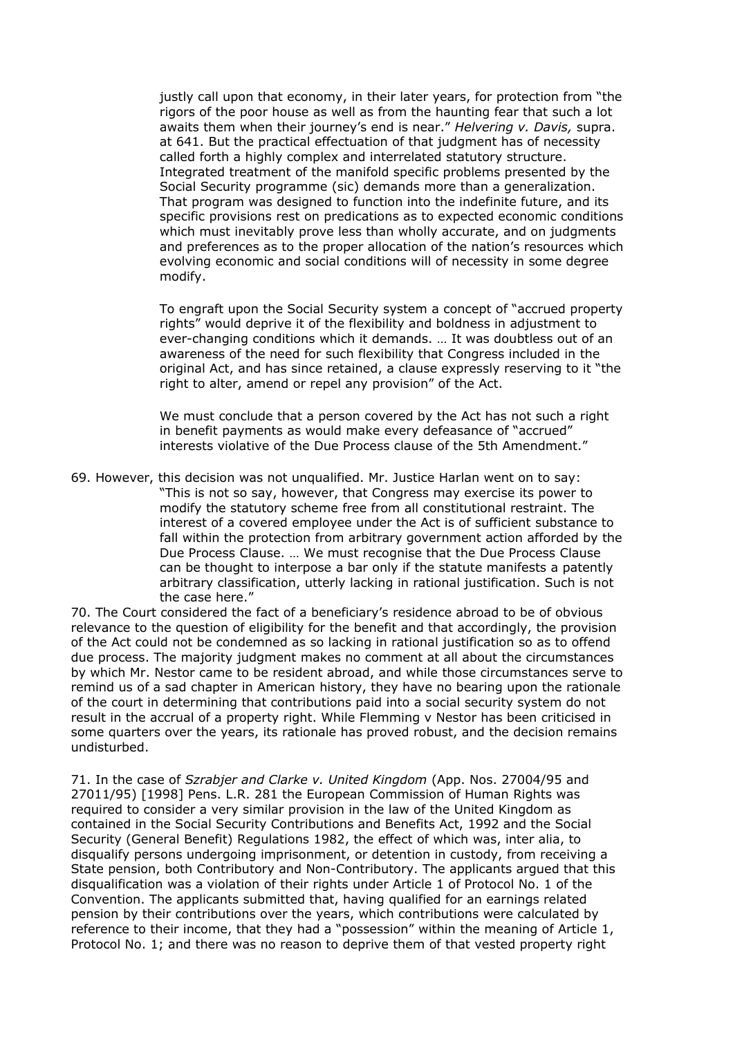> justly call upon that economy, in their later years, for protection from "the rigors of the poor house as well as from the haunting fear that such a lot awaits them when their journey's end is near." *Helvering v. Davis,* supra. at 641. But the practical effectuation of that judgment has of necessity called forth a highly complex and interrelated statutory structure. Integrated treatment of the manifold specific problems presented by the Social Security programme (sic) demands more than a generalization. That program was designed to function into the indefinite future, and its specific provisions rest on predications as to expected economic conditions which must inevitably prove less than wholly accurate, and on judgments and preferences as to the proper allocation of the nation's resources which evolving economic and social conditions will of necessity in some degree modify.
>
> To engraft upon the Social Security system a concept of "accrued property rights" would deprive it of the flexibility and boldness in adjustment to ever-changing conditions which it demands. … It was doubtless out of an awareness of the need for such flexibility that Congress included in the original Act, and has since retained, a clause expressly reserving to it "the right to alter, amend or repel any provision" of the Act.
>
> We must conclude that a person covered by the Act has not such a right in benefit payments as would make every defeasance of "accrued" interests violative of the Due Process clause of the 5th Amendment."

69. However, this decision was not unqualified. Mr. Justice Harlan went on to say:

> "This is not so say, however, that Congress may exercise its power to modify the statutory scheme free from all constitutional restraint. The interest of a covered employee under the Act is of sufficient substance to fall within the protection from arbitrary government action afforded by the Due Process Clause. … We must recognise that the Due Process Clause can be thought to interpose a bar only if the statute manifests a patently arbitrary classification, utterly lacking in rational justification. Such is not the case here."

70. The Court considered the fact of a beneficiary's residence abroad to be of obvious relevance to the question of eligibility for the benefit and that accordingly, the provision of the Act could not be condemned as so lacking in rational justification so as to offend due process. The majority judgment makes no comment at all about the circumstances by which Mr. Nestor came to be resident abroad, and while those circumstances serve to remind us of a sad chapter in American history, they have no bearing upon the rationale of the court in determining that contributions paid into a social security system do not result in the accrual of a property right. While Flemming v Nestor has been criticised in some quarters over the years, its rationale has proved robust, and the decision remains undisturbed.

71. In the case of *Szrabjer and Clarke v. United Kingdom* (App. Nos. 27004/95 and 27011/95) [1998] Pens. L.R. 281 the European Commission of Human Rights was required to consider a very similar provision in the law of the United Kingdom as contained in the Social Security Contributions and Benefits Act, 1992 and the Social Security (General Benefit) Regulations 1982, the effect of which was, inter alia, to disqualify persons undergoing imprisonment, or detention in custody, from receiving a State pension, both Contributory and Non-Contributory. The applicants argued that this disqualification was a violation of their rights under Article 1 of Protocol No. 1 of the Convention. The applicants submitted that, having qualified for an earnings related pension by their contributions over the years, which contributions were calculated by reference to their income, that they had a "possession" within the meaning of Article 1, Protocol No. 1; and there was no reason to deprive them of that vested property right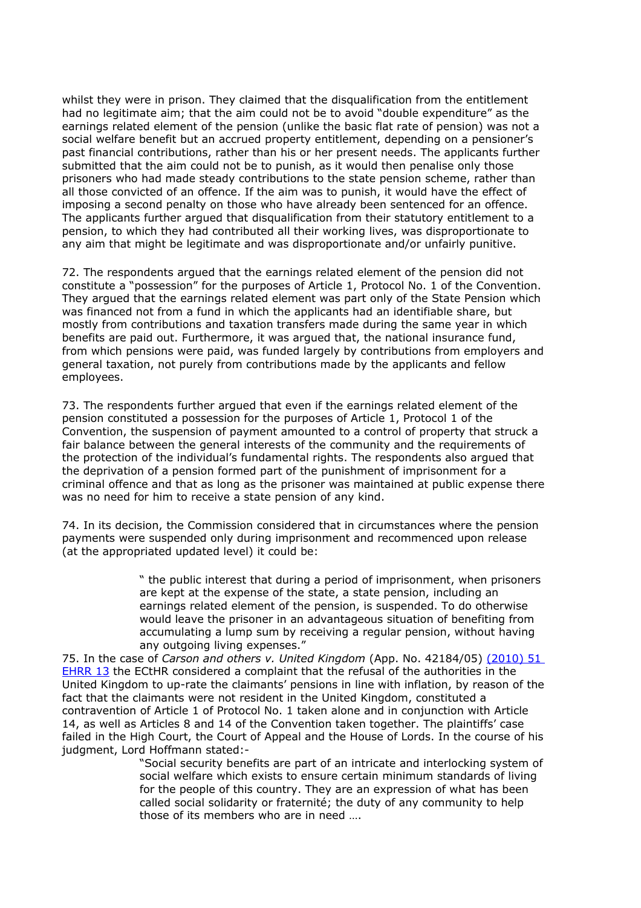whilst they were in prison. They claimed that the disqualification from the entitlement had no legitimate aim; that the aim could not be to avoid "double expenditure" as the earnings related element of the pension (unlike the basic flat rate of pension) was not a social welfare benefit but an accrued property entitlement, depending on a pensioner's past financial contributions, rather than his or her present needs. The applicants further submitted that the aim could not be to punish, as it would then penalise only those prisoners who had made steady contributions to the state pension scheme, rather than all those convicted of an offence. If the aim was to punish, it would have the effect of imposing a second penalty on those who have already been sentenced for an offence. The applicants further argued that disqualification from their statutory entitlement to a pension, to which they had contributed all their working lives, was disproportionate to any aim that might be legitimate and was disproportionate and/or unfairly punitive.

72. The respondents argued that the earnings related element of the pension did not constitute a "possession" for the purposes of Article 1, Protocol No. 1 of the Convention. They argued that the earnings related element was part only of the State Pension which was financed not from a fund in which the applicants had an identifiable share, but mostly from contributions and taxation transfers made during the same year in which benefits are paid out. Furthermore, it was argued that, the national insurance fund, from which pensions were paid, was funded largely by contributions from employers and general taxation, not purely from contributions made by the applicants and fellow employees.

73. The respondents further argued that even if the earnings related element of the pension constituted a possession for the purposes of Article 1, Protocol 1 of the Convention, the suspension of payment amounted to a control of property that struck a fair balance between the general interests of the community and the requirements of the protection of the individual's fundamental rights. The respondents also argued that the deprivation of a pension formed part of the punishment of imprisonment for a criminal offence and that as long as the prisoner was maintained at public expense there was no need for him to receive a state pension of any kind.

74. In its decision, the Commission considered that in circumstances where the pension payments were suspended only during imprisonment and recommenced upon release (at the appropriated updated level) it could be:

> " the public interest that during a period of imprisonment, when prisoners are kept at the expense of the state, a state pension, including an earnings related element of the pension, is suspended. To do otherwise would leave the prisoner in an advantageous situation of benefiting from accumulating a lump sum by receiving a regular pension, without having any outgoing living expenses."

75. In the case of *Carson and others v. United Kingdom* (App. No. 42184/05) (2010) 51 EHRR 13 the ECtHR considered a complaint that the refusal of the authorities in the United Kingdom to up-rate the claimants' pensions in line with inflation, by reason of the fact that the claimants were not resident in the United Kingdom, constituted a contravention of Article 1 of Protocol No. 1 taken alone and in conjunction with Article 14, as well as Articles 8 and 14 of the Convention taken together. The plaintiffs' case failed in the High Court, the Court of Appeal and the House of Lords. In the course of his judgment, Lord Hoffmann stated:-

> "Social security benefits are part of an intricate and interlocking system of social welfare which exists to ensure certain minimum standards of living for the people of this country. They are an expression of what has been called social solidarity or fraternité; the duty of any community to help those of its members who are in need ….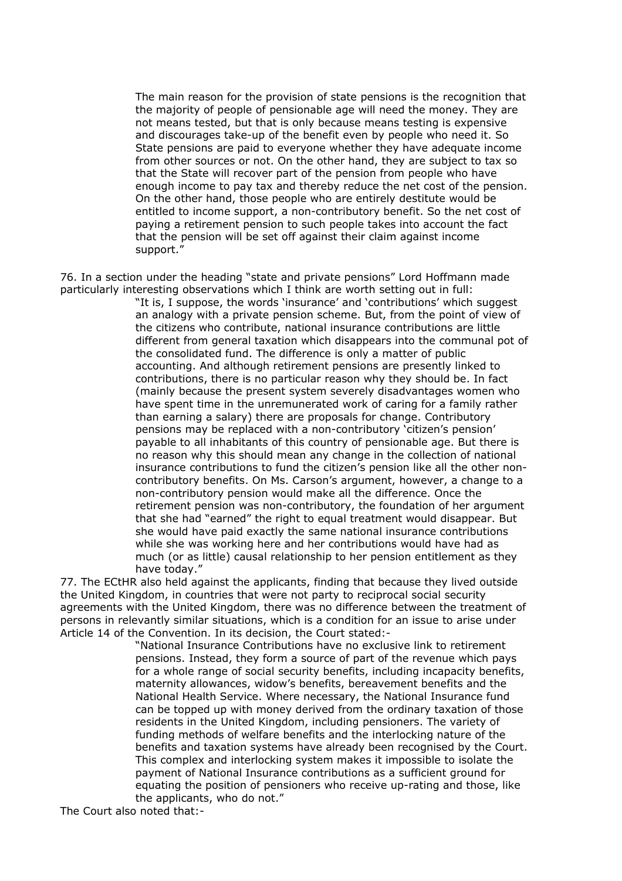> The main reason for the provision of state pensions is the recognition that the majority of people of pensionable age will need the money. They are not means tested, but that is only because means testing is expensive and discourages take-up of the benefit even by people who need it. So State pensions are paid to everyone whether they have adequate income from other sources or not. On the other hand, they are subject to tax so that the State will recover part of the pension from people who have enough income to pay tax and thereby reduce the net cost of the pension. On the other hand, those people who are entirely destitute would be entitled to income support, a non-contributory benefit. So the net cost of paying a retirement pension to such people takes into account the fact that the pension will be set off against their claim against income support."

76. In a section under the heading "state and private pensions" Lord Hoffmann made particularly interesting observations which I think are worth setting out in full:

> "It is, I suppose, the words 'insurance' and 'contributions' which suggest an analogy with a private pension scheme. But, from the point of view of the citizens who contribute, national insurance contributions are little different from general taxation which disappears into the communal pot of the consolidated fund. The difference is only a matter of public accounting. And although retirement pensions are presently linked to contributions, there is no particular reason why they should be. In fact (mainly because the present system severely disadvantages women who have spent time in the unremunerated work of caring for a family rather than earning a salary) there are proposals for change. Contributory pensions may be replaced with a non-contributory 'citizen's pension' payable to all inhabitants of this country of pensionable age. But there is no reason why this should mean any change in the collection of national insurance contributions to fund the citizen's pension like all the other non-contributory benefits. On Ms. Carson's argument, however, a change to a non-contributory pension would make all the difference. Once the retirement pension was non-contributory, the foundation of her argument that she had "earned" the right to equal treatment would disappear. But she would have paid exactly the same national insurance contributions while she was working here and her contributions would have had as much (or as little) causal relationship to her pension entitlement as they have today."

77. The ECtHR also held against the applicants, finding that because they lived outside the United Kingdom, in countries that were not party to reciprocal social security agreements with the United Kingdom, there was no difference between the treatment of persons in relevantly similar situations, which is a condition for an issue to arise under Article 14 of the Convention. In its decision, the Court stated:-

> "National Insurance Contributions have no exclusive link to retirement pensions. Instead, they form a source of part of the revenue which pays for a whole range of social security benefits, including incapacity benefits, maternity allowances, widow's benefits, bereavement benefits and the National Health Service. Where necessary, the National Insurance fund can be topped up with money derived from the ordinary taxation of those residents in the United Kingdom, including pensioners. The variety of funding methods of welfare benefits and the interlocking nature of the benefits and taxation systems have already been recognised by the Court. This complex and interlocking system makes it impossible to isolate the payment of National Insurance contributions as a sufficient ground for equating the position of pensioners who receive up-rating and those, like the applicants, who do not."

The Court also noted that:-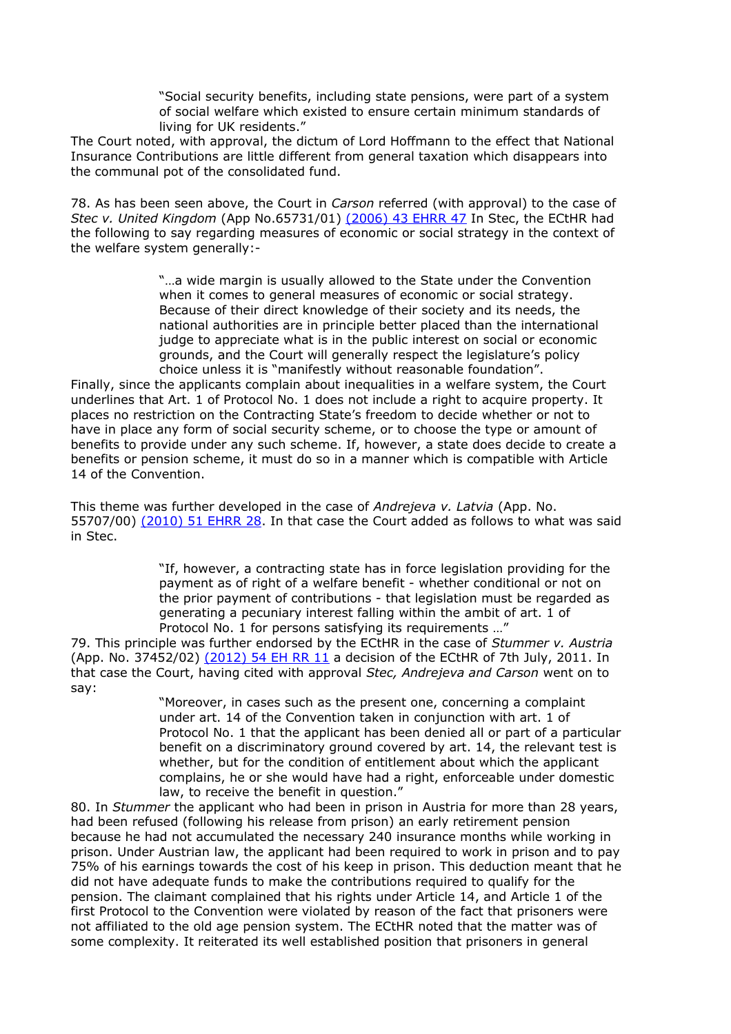> "Social security benefits, including state pensions, were part of a system of social welfare which existed to ensure certain minimum standards of living for UK residents."

The Court noted, with approval, the dictum of Lord Hoffmann to the effect that National Insurance Contributions are little different from general taxation which disappears into the communal pot of the consolidated fund.

78. As has been seen above, the Court in *Carson* referred (with approval) to the case of *Stec v. United Kingdom* (App No.65731/01) [(2006) 43 EHRR 47] In Stec, the ECtHR had the following to say regarding measures of economic or social strategy in the context of the welfare system generally:-

> "…a wide margin is usually allowed to the State under the Convention when it comes to general measures of economic or social strategy. Because of their direct knowledge of their society and its needs, the national authorities are in principle better placed than the international judge to appreciate what is in the public interest on social or economic grounds, and the Court will generally respect the legislature's policy choice unless it is "manifestly without reasonable foundation".

Finally, since the applicants complain about inequalities in a welfare system, the Court underlines that Art. 1 of Protocol No. 1 does not include a right to acquire property. It places no restriction on the Contracting State's freedom to decide whether or not to have in place any form of social security scheme, or to choose the type or amount of benefits to provide under any such scheme. If, however, a state does decide to create a benefits or pension scheme, it must do so in a manner which is compatible with Article 14 of the Convention.

This theme was further developed in the case of *Andrejeva v. Latvia* (App. No. 55707/00) [(2010) 51 EHRR 28]. In that case the Court added as follows to what was said in Stec.

> "If, however, a contracting state has in force legislation providing for the payment as of right of a welfare benefit - whether conditional or not on the prior payment of contributions - that legislation must be regarded as generating a pecuniary interest falling within the ambit of art. 1 of Protocol No. 1 for persons satisfying its requirements …"

79. This principle was further endorsed by the ECtHR in the case of *Stummer v. Austria* (App. No. 37452/02) [(2012) 54 EH RR 11] a decision of the ECtHR of 7th July, 2011. In that case the Court, having cited with approval *Stec, Andrejeva and Carson* went on to say:

> "Moreover, in cases such as the present one, concerning a complaint under art. 14 of the Convention taken in conjunction with art. 1 of Protocol No. 1 that the applicant has been denied all or part of a particular benefit on a discriminatory ground covered by art. 14, the relevant test is whether, but for the condition of entitlement about which the applicant complains, he or she would have had a right, enforceable under domestic law, to receive the benefit in question."

80. In *Stummer* the applicant who had been in prison in Austria for more than 28 years, had been refused (following his release from prison) an early retirement pension because he had not accumulated the necessary 240 insurance months while working in prison. Under Austrian law, the applicant had been required to work in prison and to pay 75% of his earnings towards the cost of his keep in prison. This deduction meant that he did not have adequate funds to make the contributions required to qualify for the pension. The claimant complained that his rights under Article 14, and Article 1 of the first Protocol to the Convention were violated by reason of the fact that prisoners were not affiliated to the old age pension system. The ECtHR noted that the matter was of some complexity. It reiterated its well established position that prisoners in general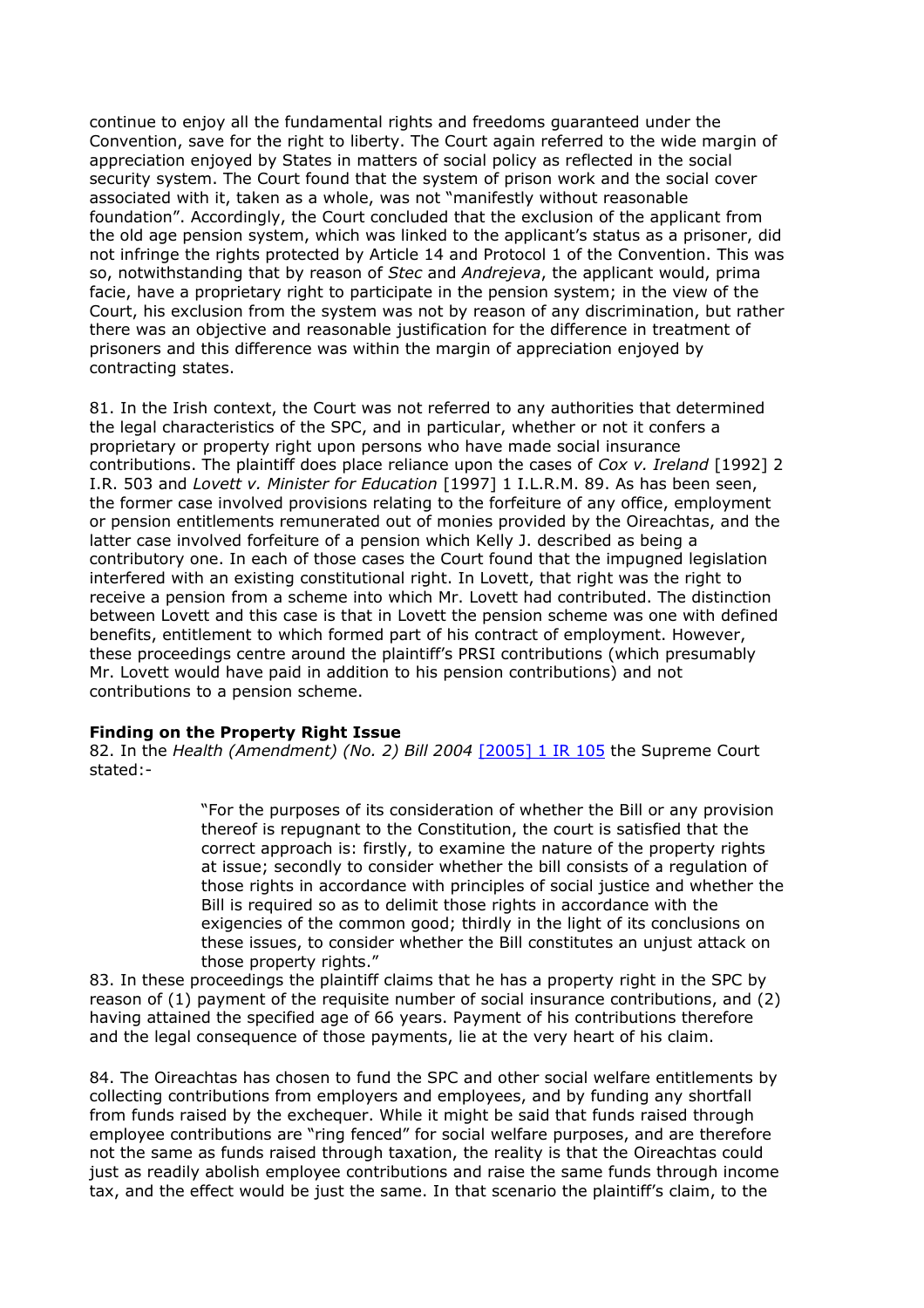continue to enjoy all the fundamental rights and freedoms guaranteed under the Convention, save for the right to liberty. The Court again referred to the wide margin of appreciation enjoyed by States in matters of social policy as reflected in the social security system. The Court found that the system of prison work and the social cover associated with it, taken as a whole, was not "manifestly without reasonable foundation". Accordingly, the Court concluded that the exclusion of the applicant from the old age pension system, which was linked to the applicant's status as a prisoner, did not infringe the rights protected by Article 14 and Protocol 1 of the Convention. This was so, notwithstanding that by reason of *Stec* and *Andrejeva*, the applicant would, prima facie, have a proprietary right to participate in the pension system; in the view of the Court, his exclusion from the system was not by reason of any discrimination, but rather there was an objective and reasonable justification for the difference in treatment of prisoners and this difference was within the margin of appreciation enjoyed by contracting states.

81. In the Irish context, the Court was not referred to any authorities that determined the legal characteristics of the SPC, and in particular, whether or not it confers a proprietary or property right upon persons who have made social insurance contributions. The plaintiff does place reliance upon the cases of *Cox v. Ireland* [1992] 2 I.R. 503 and *Lovett v. Minister for Education* [1997] 1 I.L.R.M. 89. As has been seen, the former case involved provisions relating to the forfeiture of any office, employment or pension entitlements remunerated out of monies provided by the Oireachtas, and the latter case involved forfeiture of a pension which Kelly J. described as being a contributory one. In each of those cases the Court found that the impugned legislation interfered with an existing constitutional right. In Lovett, that right was the right to receive a pension from a scheme into which Mr. Lovett had contributed. The distinction between Lovett and this case is that in Lovett the pension scheme was one with defined benefits, entitlement to which formed part of his contract of employment. However, these proceedings centre around the plaintiff's PRSI contributions (which presumably Mr. Lovett would have paid in addition to his pension contributions) and not contributions to a pension scheme.

**Finding on the Property Right Issue**

82. In the *Health (Amendment) (No. 2) Bill 2004* [2005] 1 IR 105 the Supreme Court stated:-

> "For the purposes of its consideration of whether the Bill or any provision thereof is repugnant to the Constitution, the court is satisfied that the correct approach is: firstly, to examine the nature of the property rights at issue; secondly to consider whether the bill consists of a regulation of those rights in accordance with principles of social justice and whether the Bill is required so as to delimit those rights in accordance with the exigencies of the common good; thirdly in the light of its conclusions on these issues, to consider whether the Bill constitutes an unjust attack on those property rights."

83. In these proceedings the plaintiff claims that he has a property right in the SPC by reason of (1) payment of the requisite number of social insurance contributions, and (2) having attained the specified age of 66 years. Payment of his contributions therefore and the legal consequence of those payments, lie at the very heart of his claim.

84. The Oireachtas has chosen to fund the SPC and other social welfare entitlements by collecting contributions from employers and employees, and by funding any shortfall from funds raised by the exchequer. While it might be said that funds raised through employee contributions are "ring fenced" for social welfare purposes, and are therefore not the same as funds raised through taxation, the reality is that the Oireachtas could just as readily abolish employee contributions and raise the same funds through income tax, and the effect would be just the same. In that scenario the plaintiff's claim, to the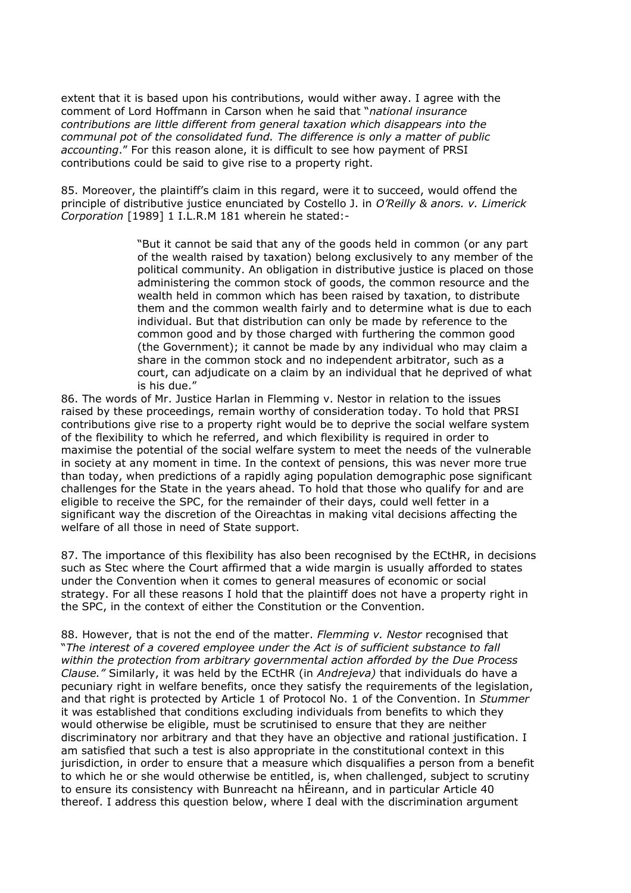extent that it is based upon his contributions, would wither away. I agree with the comment of Lord Hoffmann in Carson when he said that "*national insurance contributions are little different from general taxation which disappears into the communal pot of the consolidated fund. The difference is only a matter of public accounting*." For this reason alone, it is difficult to see how payment of PRSI contributions could be said to give rise to a property right.

85. Moreover, the plaintiff's claim in this regard, were it to succeed, would offend the principle of distributive justice enunciated by Costello J. in *O'Reilly & anors. v. Limerick Corporation* [1989] 1 I.L.R.M 181 wherein he stated:-

> "But it cannot be said that any of the goods held in common (or any part of the wealth raised by taxation) belong exclusively to any member of the political community. An obligation in distributive justice is placed on those administering the common stock of goods, the common resource and the wealth held in common which has been raised by taxation, to distribute them and the common wealth fairly and to determine what is due to each individual. But that distribution can only be made by reference to the common good and by those charged with furthering the common good (the Government); it cannot be made by any individual who may claim a share in the common stock and no independent arbitrator, such as a court, can adjudicate on a claim by an individual that he deprived of what is his due."

86. The words of Mr. Justice Harlan in Flemming v. Nestor in relation to the issues raised by these proceedings, remain worthy of consideration today. To hold that PRSI contributions give rise to a property right would be to deprive the social welfare system of the flexibility to which he referred, and which flexibility is required in order to maximise the potential of the social welfare system to meet the needs of the vulnerable in society at any moment in time. In the context of pensions, this was never more true than today, when predictions of a rapidly aging population demographic pose significant challenges for the State in the years ahead. To hold that those who qualify for and are eligible to receive the SPC, for the remainder of their days, could well fetter in a significant way the discretion of the Oireachtas in making vital decisions affecting the welfare of all those in need of State support.

87. The importance of this flexibility has also been recognised by the ECtHR, in decisions such as Stec where the Court affirmed that a wide margin is usually afforded to states under the Convention when it comes to general measures of economic or social strategy. For all these reasons I hold that the plaintiff does not have a property right in the SPC, in the context of either the Constitution or the Convention.

88. However, that is not the end of the matter. *Flemming v. Nestor* recognised that "*The interest of a covered employee under the Act is of sufficient substance to fall within the protection from arbitrary governmental action afforded by the Due Process Clause."* Similarly, it was held by the ECtHR (in *Andrejeva)* that individuals do have a pecuniary right in welfare benefits, once they satisfy the requirements of the legislation, and that right is protected by Article 1 of Protocol No. 1 of the Convention. In *Stummer* it was established that conditions excluding individuals from benefits to which they would otherwise be eligible, must be scrutinised to ensure that they are neither discriminatory nor arbitrary and that they have an objective and rational justification. I am satisfied that such a test is also appropriate in the constitutional context in this jurisdiction, in order to ensure that a measure which disqualifies a person from a benefit to which he or she would otherwise be entitled, is, when challenged, subject to scrutiny to ensure its consistency with Bunreacht na hÉireann, and in particular Article 40 thereof. I address this question below, where I deal with the discrimination argument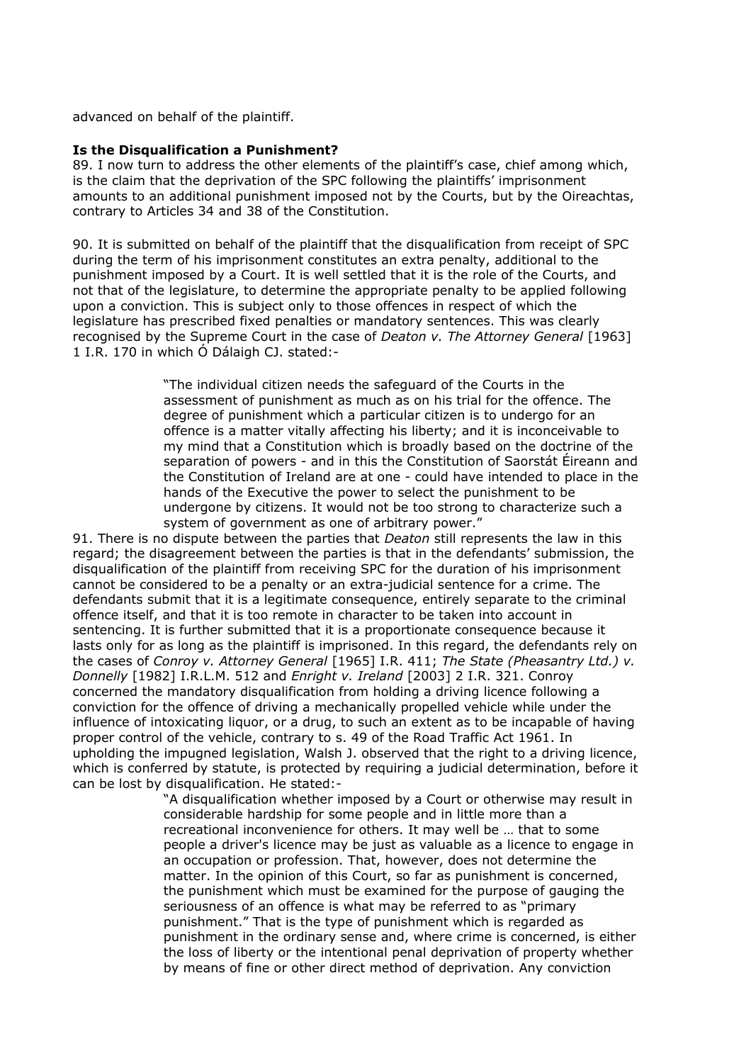advanced on behalf of the plaintiff.

**Is the Disqualification a Punishment?**

89. I now turn to address the other elements of the plaintiff's case, chief among which, is the claim that the deprivation of the SPC following the plaintiffs' imprisonment amounts to an additional punishment imposed not by the Courts, but by the Oireachtas, contrary to Articles 34 and 38 of the Constitution.

90. It is submitted on behalf of the plaintiff that the disqualification from receipt of SPC during the term of his imprisonment constitutes an extra penalty, additional to the punishment imposed by a Court. It is well settled that it is the role of the Courts, and not that of the legislature, to determine the appropriate penalty to be applied following upon a conviction. This is subject only to those offences in respect of which the legislature has prescribed fixed penalties or mandatory sentences. This was clearly recognised by the Supreme Court in the case of *Deaton v. The Attorney General* [1963] 1 I.R. 170 in which Ó Dálaigh CJ. stated:-

> "The individual citizen needs the safeguard of the Courts in the assessment of punishment as much as on his trial for the offence. The degree of punishment which a particular citizen is to undergo for an offence is a matter vitally affecting his liberty; and it is inconceivable to my mind that a Constitution which is broadly based on the doctrine of the separation of powers - and in this the Constitution of Saorstát Éireann and the Constitution of Ireland are at one - could have intended to place in the hands of the Executive the power to select the punishment to be undergone by citizens. It would not be too strong to characterize such a system of government as one of arbitrary power."

91. There is no dispute between the parties that *Deaton* still represents the law in this regard; the disagreement between the parties is that in the defendants' submission, the disqualification of the plaintiff from receiving SPC for the duration of his imprisonment cannot be considered to be a penalty or an extra-judicial sentence for a crime. The defendants submit that it is a legitimate consequence, entirely separate to the criminal offence itself, and that it is too remote in character to be taken into account in sentencing. It is further submitted that it is a proportionate consequence because it lasts only for as long as the plaintiff is imprisoned. In this regard, the defendants rely on the cases of *Conroy v. Attorney General* [1965] I.R. 411; *The State (Pheasantry Ltd.) v. Donnelly* [1982] I.R.L.M. 512 and *Enright v. Ireland* [2003] 2 I.R. 321. Conroy concerned the mandatory disqualification from holding a driving licence following a conviction for the offence of driving a mechanically propelled vehicle while under the influence of intoxicating liquor, or a drug, to such an extent as to be incapable of having proper control of the vehicle, contrary to s. 49 of the Road Traffic Act 1961. In upholding the impugned legislation, Walsh J. observed that the right to a driving licence, which is conferred by statute, is protected by requiring a judicial determination, before it can be lost by disqualification. He stated:-

> "A disqualification whether imposed by a Court or otherwise may result in considerable hardship for some people and in little more than a recreational inconvenience for others. It may well be … that to some people a driver's licence may be just as valuable as a licence to engage in an occupation or profession. That, however, does not determine the matter. In the opinion of this Court, so far as punishment is concerned, the punishment which must be examined for the purpose of gauging the seriousness of an offence is what may be referred to as "primary punishment." That is the type of punishment which is regarded as punishment in the ordinary sense and, where crime is concerned, is either the loss of liberty or the intentional penal deprivation of property whether by means of fine or other direct method of deprivation. Any conviction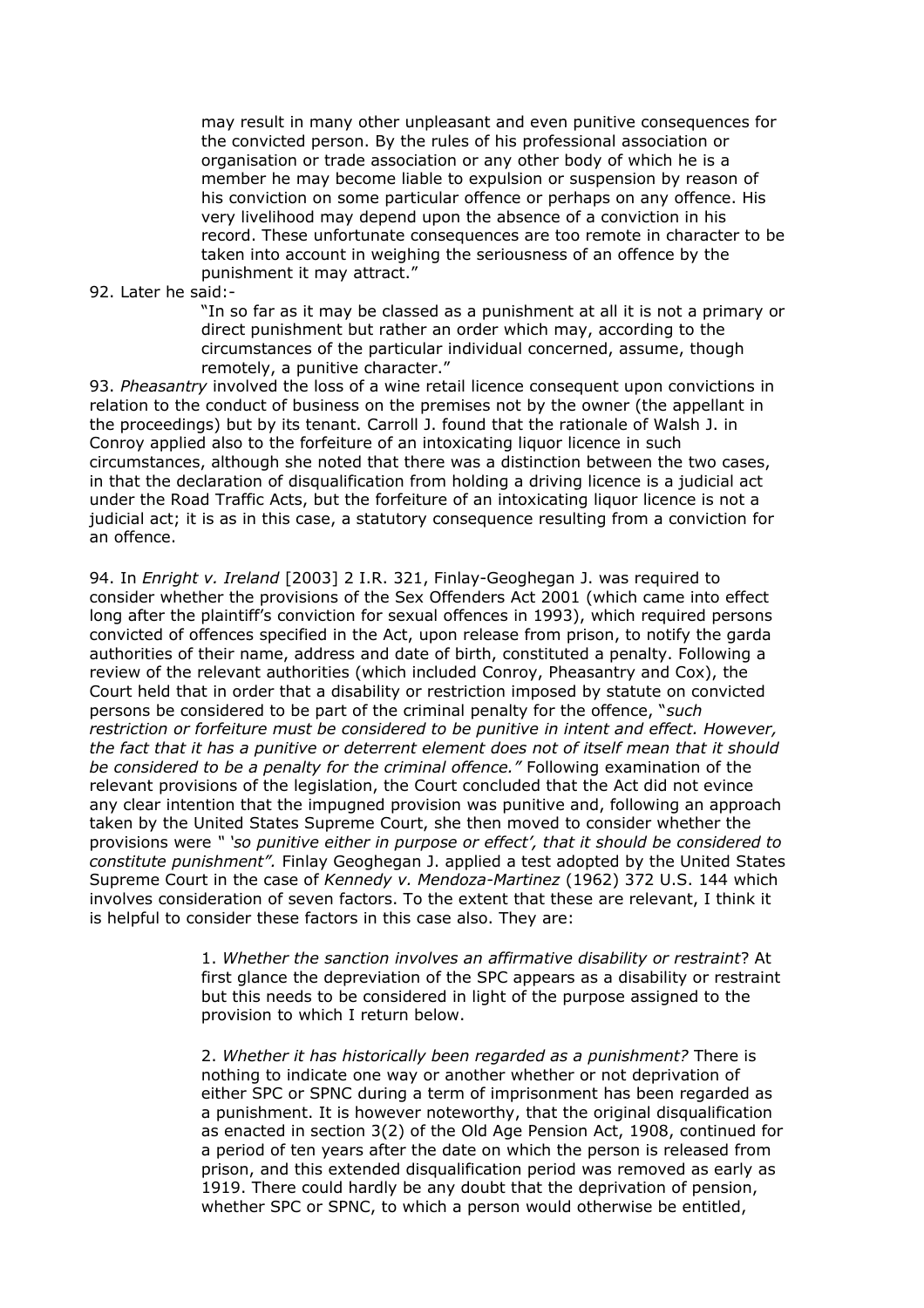> may result in many other unpleasant and even punitive consequences for the convicted person. By the rules of his professional association or organisation or trade association or any other body of which he is a member he may become liable to expulsion or suspension by reason of his conviction on some particular offence or perhaps on any offence. His very livelihood may depend upon the absence of a conviction in his record. These unfortunate consequences are too remote in character to be taken into account in weighing the seriousness of an offence by the punishment it may attract."

92. Later he said:-

> "In so far as it may be classed as a punishment at all it is not a primary or direct punishment but rather an order which may, according to the circumstances of the particular individual concerned, assume, though remotely, a punitive character."

93. *Pheasantry* involved the loss of a wine retail licence consequent upon convictions in relation to the conduct of business on the premises not by the owner (the appellant in the proceedings) but by its tenant. Carroll J. found that the rationale of Walsh J. in Conroy applied also to the forfeiture of an intoxicating liquor licence in such circumstances, although she noted that there was a distinction between the two cases, in that the declaration of disqualification from holding a driving licence is a judicial act under the Road Traffic Acts, but the forfeiture of an intoxicating liquor licence is not a judicial act; it is as in this case, a statutory consequence resulting from a conviction for an offence.

94. In *Enright v. Ireland* [2003] 2 I.R. 321, Finlay-Geoghegan J. was required to consider whether the provisions of the Sex Offenders Act 2001 (which came into effect long after the plaintiff's conviction for sexual offences in 1993), which required persons convicted of offences specified in the Act, upon release from prison, to notify the garda authorities of their name, address and date of birth, constituted a penalty. Following a review of the relevant authorities (which included Conroy, Pheasantry and Cox), the Court held that in order that a disability or restriction imposed by statute on convicted persons be considered to be part of the criminal penalty for the offence, "*such restriction or forfeiture must be considered to be punitive in intent and effect. However, the fact that it has a punitive or deterrent element does not of itself mean that it should be considered to be a penalty for the criminal offence.*" Following examination of the relevant provisions of the legislation, the Court concluded that the Act did not evince any clear intention that the impugned provision was punitive and, following an approach taken by the United States Supreme Court, she then moved to consider whether the provisions were " *'so punitive either in purpose or effect', that it should be considered to constitute punishment".* Finlay Geoghegan J. applied a test adopted by the United States Supreme Court in the case of *Kennedy v. Mendoza-Martinez* (1962) 372 U.S. 144 which involves consideration of seven factors. To the extent that these are relevant, I think it is helpful to consider these factors in this case also. They are:

> 1. *Whether the sanction involves an affirmative disability or restraint*? At first glance the depreviation of the SPC appears as a disability or restraint but this needs to be considered in light of the purpose assigned to the provision to which I return below.
>
> 2. *Whether it has historically been regarded as a punishment?* There is nothing to indicate one way or another whether or not deprivation of either SPC or SPNC during a term of imprisonment has been regarded as a punishment. It is however noteworthy, that the original disqualification as enacted in section 3(2) of the Old Age Pension Act, 1908, continued for a period of ten years after the date on which the person is released from prison, and this extended disqualification period was removed as early as 1919. There could hardly be any doubt that the deprivation of pension, whether SPC or SPNC, to which a person would otherwise be entitled,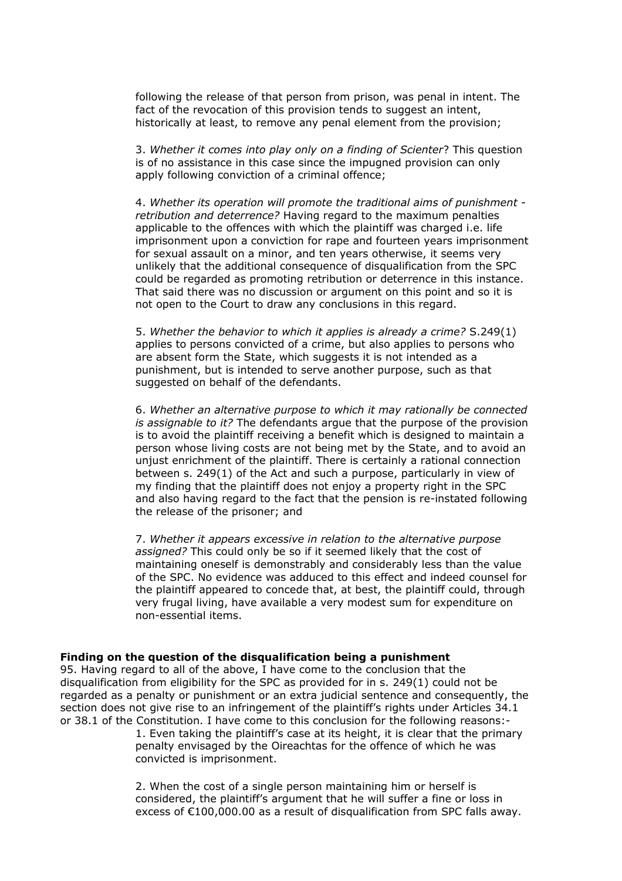following the release of that person from prison, was penal in intent. The fact of the revocation of this provision tends to suggest an intent, historically at least, to remove any penal element from the provision;

3. *Whether it comes into play only on a finding of Scienter*? This question is of no assistance in this case since the impugned provision can only apply following conviction of a criminal offence;

4. *Whether its operation will promote the traditional aims of punishment - retribution and deterrence?* Having regard to the maximum penalties applicable to the offences with which the plaintiff was charged i.e. life imprisonment upon a conviction for rape and fourteen years imprisonment for sexual assault on a minor, and ten years otherwise, it seems very unlikely that the additional consequence of disqualification from the SPC could be regarded as promoting retribution or deterrence in this instance. That said there was no discussion or argument on this point and so it is not open to the Court to draw any conclusions in this regard.

5. *Whether the behavior to which it applies is already a crime?* S.249(1) applies to persons convicted of a crime, but also applies to persons who are absent form the State, which suggests it is not intended as a punishment, but is intended to serve another purpose, such as that suggested on behalf of the defendants.

6. *Whether an alternative purpose to which it may rationally be connected is assignable to it?* The defendants argue that the purpose of the provision is to avoid the plaintiff receiving a benefit which is designed to maintain a person whose living costs are not being met by the State, and to avoid an unjust enrichment of the plaintiff. There is certainly a rational connection between s. 249(1) of the Act and such a purpose, particularly in view of my finding that the plaintiff does not enjoy a property right in the SPC and also having regard to the fact that the pension is re-instated following the release of the prisoner; and

7. *Whether it appears excessive in relation to the alternative purpose assigned?* This could only be so if it seemed likely that the cost of maintaining oneself is demonstrably and considerably less than the value of the SPC. No evidence was adduced to this effect and indeed counsel for the plaintiff appeared to concede that, at best, the plaintiff could, through very frugal living, have available a very modest sum for expenditure on non-essential items.

**Finding on the question of the disqualification being a punishment**

95. Having regard to all of the above, I have come to the conclusion that the disqualification from eligibility for the SPC as provided for in s. 249(1) could not be regarded as a penalty or punishment or an extra judicial sentence and consequently, the section does not give rise to an infringement of the plaintiff's rights under Articles 34.1 or 38.1 of the Constitution. I have come to this conclusion for the following reasons:-

1. Even taking the plaintiff's case at its height, it is clear that the primary penalty envisaged by the Oireachtas for the offence of which he was convicted is imprisonment.

2. When the cost of a single person maintaining him or herself is considered, the plaintiff's argument that he will suffer a fine or loss in excess of €100,000.00 as a result of disqualification from SPC falls away.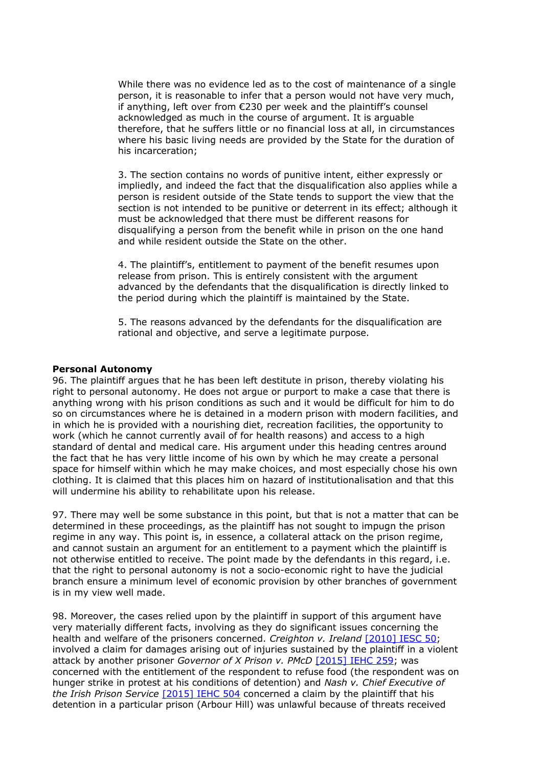While there was no evidence led as to the cost of maintenance of a single person, it is reasonable to infer that a person would not have very much, if anything, left over from €230 per week and the plaintiff's counsel acknowledged as much in the course of argument. It is arguable therefore, that he suffers little or no financial loss at all, in circumstances where his basic living needs are provided by the State for the duration of his incarceration;

3. The section contains no words of punitive intent, either expressly or impliedly, and indeed the fact that the disqualification also applies while a person is resident outside of the State tends to support the view that the section is not intended to be punitive or deterrent in its effect; although it must be acknowledged that there must be different reasons for disqualifying a person from the benefit while in prison on the one hand and while resident outside the State on the other.

4. The plaintiff's, entitlement to payment of the benefit resumes upon release from prison. This is entirely consistent with the argument advanced by the defendants that the disqualification is directly linked to the period during which the plaintiff is maintained by the State.

5. The reasons advanced by the defendants for the disqualification are rational and objective, and serve a legitimate purpose.

**Personal Autonomy**

96. The plaintiff argues that he has been left destitute in prison, thereby violating his right to personal autonomy. He does not argue or purport to make a case that there is anything wrong with his prison conditions as such and it would be difficult for him to do so on circumstances where he is detained in a modern prison with modern facilities, and in which he is provided with a nourishing diet, recreation facilities, the opportunity to work (which he cannot currently avail of for health reasons) and access to a high standard of dental and medical care. His argument under this heading centres around the fact that he has very little income of his own by which he may create a personal space for himself within which he may make choices, and most especially chose his own clothing. It is claimed that this places him on hazard of institutionalisation and that this will undermine his ability to rehabilitate upon his release.

97. There may well be some substance in this point, but that is not a matter that can be determined in these proceedings, as the plaintiff has not sought to impugn the prison regime in any way. This point is, in essence, a collateral attack on the prison regime, and cannot sustain an argument for an entitlement to a payment which the plaintiff is not otherwise entitled to receive. The point made by the defendants in this regard, i.e. that the right to personal autonomy is not a socio-economic right to have the judicial branch ensure a minimum level of economic provision by other branches of government is in my view well made.

98. Moreover, the cases relied upon by the plaintiff in support of this argument have very materially different facts, involving as they do significant issues concerning the health and welfare of the prisoners concerned. *Creighton v. Ireland* [2010] IESC 50; involved a claim for damages arising out of injuries sustained by the plaintiff in a violent attack by another prisoner *Governor of X Prison v. PMcD* [2015] IEHC 259; was concerned with the entitlement of the respondent to refuse food (the respondent was on hunger strike in protest at his conditions of detention) and *Nash v. Chief Executive of the Irish Prison Service* [2015] IEHC 504 concerned a claim by the plaintiff that his detention in a particular prison (Arbour Hill) was unlawful because of threats received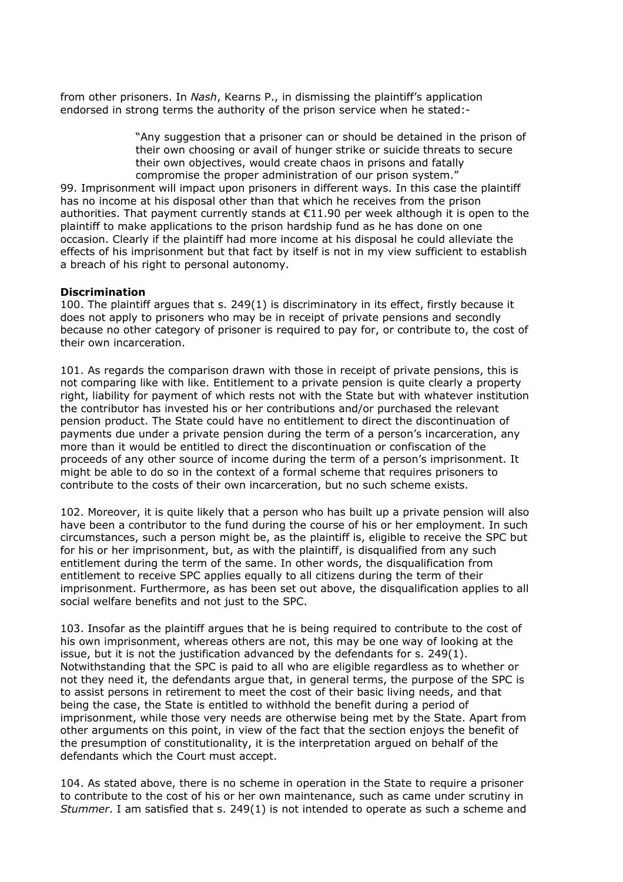from other prisoners. In *Nash*, Kearns P., in dismissing the plaintiff's application endorsed in strong terms the authority of the prison service when he stated:-

> "Any suggestion that a prisoner can or should be detained in the prison of their own choosing or avail of hunger strike or suicide threats to secure their own objectives, would create chaos in prisons and fatally compromise the proper administration of our prison system."

99. Imprisonment will impact upon prisoners in different ways. In this case the plaintiff has no income at his disposal other than that which he receives from the prison authorities. That payment currently stands at €11.90 per week although it is open to the plaintiff to make applications to the prison hardship fund as he has done on one occasion. Clearly if the plaintiff had more income at his disposal he could alleviate the effects of his imprisonment but that fact by itself is not in my view sufficient to establish a breach of his right to personal autonomy.

**Discrimination**

100. The plaintiff argues that s. 249(1) is discriminatory in its effect, firstly because it does not apply to prisoners who may be in receipt of private pensions and secondly because no other category of prisoner is required to pay for, or contribute to, the cost of their own incarceration.

101. As regards the comparison drawn with those in receipt of private pensions, this is not comparing like with like. Entitlement to a private pension is quite clearly a property right, liability for payment of which rests not with the State but with whatever institution the contributor has invested his or her contributions and/or purchased the relevant pension product. The State could have no entitlement to direct the discontinuation of payments due under a private pension during the term of a person's incarceration, any more than it would be entitled to direct the discontinuation or confiscation of the proceeds of any other source of income during the term of a person's imprisonment. It might be able to do so in the context of a formal scheme that requires prisoners to contribute to the costs of their own incarceration, but no such scheme exists.

102. Moreover, it is quite likely that a person who has built up a private pension will also have been a contributor to the fund during the course of his or her employment. In such circumstances, such a person might be, as the plaintiff is, eligible to receive the SPC but for his or her imprisonment, but, as with the plaintiff, is disqualified from any such entitlement during the term of the same. In other words, the disqualification from entitlement to receive SPC applies equally to all citizens during the term of their imprisonment. Furthermore, as has been set out above, the disqualification applies to all social welfare benefits and not just to the SPC.

103. Insofar as the plaintiff argues that he is being required to contribute to the cost of his own imprisonment, whereas others are not, this may be one way of looking at the issue, but it is not the justification advanced by the defendants for s. 249(1). Notwithstanding that the SPC is paid to all who are eligible regardless as to whether or not they need it, the defendants argue that, in general terms, the purpose of the SPC is to assist persons in retirement to meet the cost of their basic living needs, and that being the case, the State is entitled to withhold the benefit during a period of imprisonment, while those very needs are otherwise being met by the State. Apart from other arguments on this point, in view of the fact that the section enjoys the benefit of the presumption of constitutionality, it is the interpretation argued on behalf of the defendants which the Court must accept.

104. As stated above, there is no scheme in operation in the State to require a prisoner to contribute to the cost of his or her own maintenance, such as came under scrutiny in *Stummer*. I am satisfied that s. 249(1) is not intended to operate as such a scheme and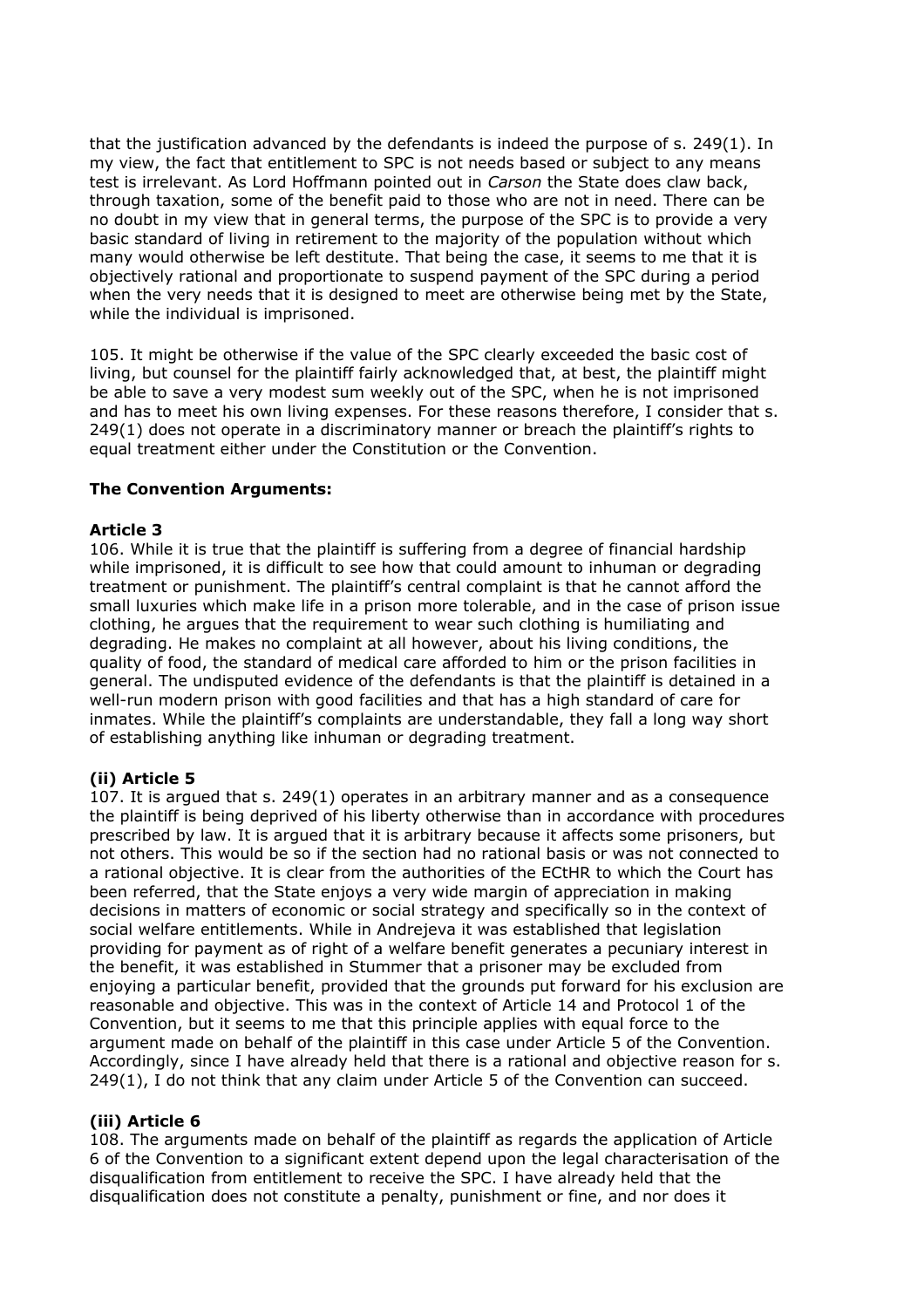that the justification advanced by the defendants is indeed the purpose of s. 249(1). In my view, the fact that entitlement to SPC is not needs based or subject to any means test is irrelevant. As Lord Hoffmann pointed out in *Carson* the State does claw back, through taxation, some of the benefit paid to those who are not in need. There can be no doubt in my view that in general terms, the purpose of the SPC is to provide a very basic standard of living in retirement to the majority of the population without which many would otherwise be left destitute. That being the case, it seems to me that it is objectively rational and proportionate to suspend payment of the SPC during a period when the very needs that it is designed to meet are otherwise being met by the State, while the individual is imprisoned.

105. It might be otherwise if the value of the SPC clearly exceeded the basic cost of living, but counsel for the plaintiff fairly acknowledged that, at best, the plaintiff might be able to save a very modest sum weekly out of the SPC, when he is not imprisoned and has to meet his own living expenses. For these reasons therefore, I consider that s. 249(1) does not operate in a discriminatory manner or breach the plaintiff's rights to equal treatment either under the Constitution or the Convention.

**The Convention Arguments:**

**Article 3**

106. While it is true that the plaintiff is suffering from a degree of financial hardship while imprisoned, it is difficult to see how that could amount to inhuman or degrading treatment or punishment. The plaintiff's central complaint is that he cannot afford the small luxuries which make life in a prison more tolerable, and in the case of prison issue clothing, he argues that the requirement to wear such clothing is humiliating and degrading. He makes no complaint at all however, about his living conditions, the quality of food, the standard of medical care afforded to him or the prison facilities in general. The undisputed evidence of the defendants is that the plaintiff is detained in a well-run modern prison with good facilities and that has a high standard of care for inmates. While the plaintiff's complaints are understandable, they fall a long way short of establishing anything like inhuman or degrading treatment.

**(ii) Article 5**

107. It is argued that s. 249(1) operates in an arbitrary manner and as a consequence the plaintiff is being deprived of his liberty otherwise than in accordance with procedures prescribed by law. It is argued that it is arbitrary because it affects some prisoners, but not others. This would be so if the section had no rational basis or was not connected to a rational objective. It is clear from the authorities of the ECtHR to which the Court has been referred, that the State enjoys a very wide margin of appreciation in making decisions in matters of economic or social strategy and specifically so in the context of social welfare entitlements. While in Andrejeva it was established that legislation providing for payment as of right of a welfare benefit generates a pecuniary interest in the benefit, it was established in Stummer that a prisoner may be excluded from enjoying a particular benefit, provided that the grounds put forward for his exclusion are reasonable and objective. This was in the context of Article 14 and Protocol 1 of the Convention, but it seems to me that this principle applies with equal force to the argument made on behalf of the plaintiff in this case under Article 5 of the Convention. Accordingly, since I have already held that there is a rational and objective reason for s. 249(1), I do not think that any claim under Article 5 of the Convention can succeed.

**(iii) Article 6**

108. The arguments made on behalf of the plaintiff as regards the application of Article 6 of the Convention to a significant extent depend upon the legal characterisation of the disqualification from entitlement to receive the SPC. I have already held that the disqualification does not constitute a penalty, punishment or fine, and nor does it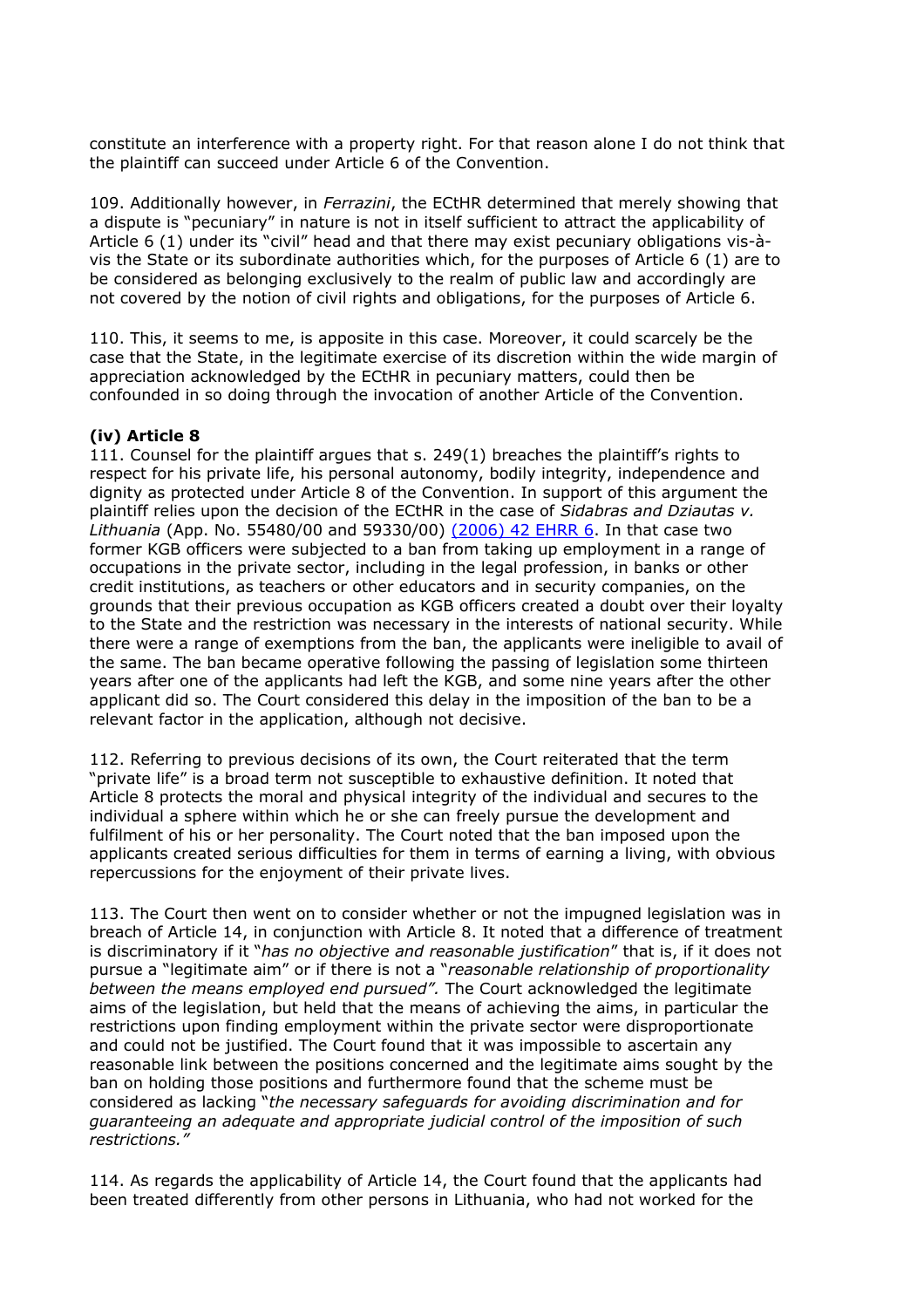constitute an interference with a property right. For that reason alone I do not think that the plaintiff can succeed under Article 6 of the Convention.

109. Additionally however, in *Ferrazini*, the ECtHR determined that merely showing that a dispute is "pecuniary" in nature is not in itself sufficient to attract the applicability of Article 6 (1) under its "civil" head and that there may exist pecuniary obligations vis-à-vis the State or its subordinate authorities which, for the purposes of Article 6 (1) are to be considered as belonging exclusively to the realm of public law and accordingly are not covered by the notion of civil rights and obligations, for the purposes of Article 6.

110. This, it seems to me, is apposite in this case. Moreover, it could scarcely be the case that the State, in the legitimate exercise of its discretion within the wide margin of appreciation acknowledged by the ECtHR in pecuniary matters, could then be confounded in so doing through the invocation of another Article of the Convention.

**(iv) Article 8**

111. Counsel for the plaintiff argues that s. 249(1) breaches the plaintiff's rights to respect for his private life, his personal autonomy, bodily integrity, independence and dignity as protected under Article 8 of the Convention. In support of this argument the plaintiff relies upon the decision of the ECtHR in the case of *Sidabras and Dziautas v. Lithuania* (App. No. 55480/00 and 59330/00) (2006) 42 EHRR 6. In that case two former KGB officers were subjected to a ban from taking up employment in a range of occupations in the private sector, including in the legal profession, in banks or other credit institutions, as teachers or other educators and in security companies, on the grounds that their previous occupation as KGB officers created a doubt over their loyalty to the State and the restriction was necessary in the interests of national security. While there were a range of exemptions from the ban, the applicants were ineligible to avail of the same. The ban became operative following the passing of legislation some thirteen years after one of the applicants had left the KGB, and some nine years after the other applicant did so. The Court considered this delay in the imposition of the ban to be a relevant factor in the application, although not decisive.

112. Referring to previous decisions of its own, the Court reiterated that the term "private life" is a broad term not susceptible to exhaustive definition. It noted that Article 8 protects the moral and physical integrity of the individual and secures to the individual a sphere within which he or she can freely pursue the development and fulfilment of his or her personality. The Court noted that the ban imposed upon the applicants created serious difficulties for them in terms of earning a living, with obvious repercussions for the enjoyment of their private lives.

113. The Court then went on to consider whether or not the impugned legislation was in breach of Article 14, in conjunction with Article 8. It noted that a difference of treatment is discriminatory if it "*has no objective and reasonable justification*" that is, if it does not pursue a "legitimate aim" or if there is not a "*reasonable relationship of proportionality between the means employed end pursued".* The Court acknowledged the legitimate aims of the legislation, but held that the means of achieving the aims, in particular the restrictions upon finding employment within the private sector were disproportionate and could not be justified. The Court found that it was impossible to ascertain any reasonable link between the positions concerned and the legitimate aims sought by the ban on holding those positions and furthermore found that the scheme must be considered as lacking "*the necessary safeguards for avoiding discrimination and for guaranteeing an adequate and appropriate judicial control of the imposition of such restrictions."*

114. As regards the applicability of Article 14, the Court found that the applicants had been treated differently from other persons in Lithuania, who had not worked for the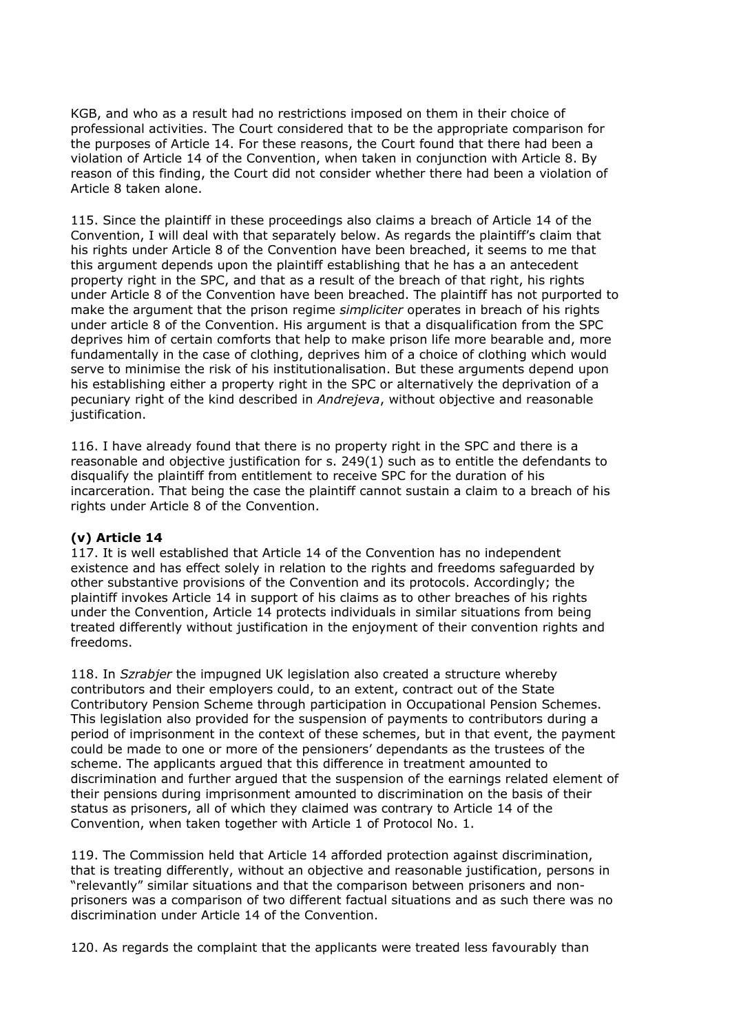KGB, and who as a result had no restrictions imposed on them in their choice of professional activities. The Court considered that to be the appropriate comparison for the purposes of Article 14. For these reasons, the Court found that there had been a violation of Article 14 of the Convention, when taken in conjunction with Article 8. By reason of this finding, the Court did not consider whether there had been a violation of Article 8 taken alone.

115. Since the plaintiff in these proceedings also claims a breach of Article 14 of the Convention, I will deal with that separately below. As regards the plaintiff's claim that his rights under Article 8 of the Convention have been breached, it seems to me that this argument depends upon the plaintiff establishing that he has a an antecedent property right in the SPC, and that as a result of the breach of that right, his rights under Article 8 of the Convention have been breached. The plaintiff has not purported to make the argument that the prison regime *simpliciter* operates in breach of his rights under article 8 of the Convention. His argument is that a disqualification from the SPC deprives him of certain comforts that help to make prison life more bearable and, more fundamentally in the case of clothing, deprives him of a choice of clothing which would serve to minimise the risk of his institutionalisation. But these arguments depend upon his establishing either a property right in the SPC or alternatively the deprivation of a pecuniary right of the kind described in *Andrejeva*, without objective and reasonable justification.

116. I have already found that there is no property right in the SPC and there is a reasonable and objective justification for s. 249(1) such as to entitle the defendants to disqualify the plaintiff from entitlement to receive SPC for the duration of his incarceration. That being the case the plaintiff cannot sustain a claim to a breach of his rights under Article 8 of the Convention.

**(v) Article 14**

117. It is well established that Article 14 of the Convention has no independent existence and has effect solely in relation to the rights and freedoms safeguarded by other substantive provisions of the Convention and its protocols. Accordingly; the plaintiff invokes Article 14 in support of his claims as to other breaches of his rights under the Convention, Article 14 protects individuals in similar situations from being treated differently without justification in the enjoyment of their convention rights and freedoms.

118. In *Szrabjer* the impugned UK legislation also created a structure whereby contributors and their employers could, to an extent, contract out of the State Contributory Pension Scheme through participation in Occupational Pension Schemes. This legislation also provided for the suspension of payments to contributors during a period of imprisonment in the context of these schemes, but in that event, the payment could be made to one or more of the pensioners' dependants as the trustees of the scheme. The applicants argued that this difference in treatment amounted to discrimination and further argued that the suspension of the earnings related element of their pensions during imprisonment amounted to discrimination on the basis of their status as prisoners, all of which they claimed was contrary to Article 14 of the Convention, when taken together with Article 1 of Protocol No. 1.

119. The Commission held that Article 14 afforded protection against discrimination, that is treating differently, without an objective and reasonable justification, persons in "relevantly" similar situations and that the comparison between prisoners and non-prisoners was a comparison of two different factual situations and as such there was no discrimination under Article 14 of the Convention.

120. As regards the complaint that the applicants were treated less favourably than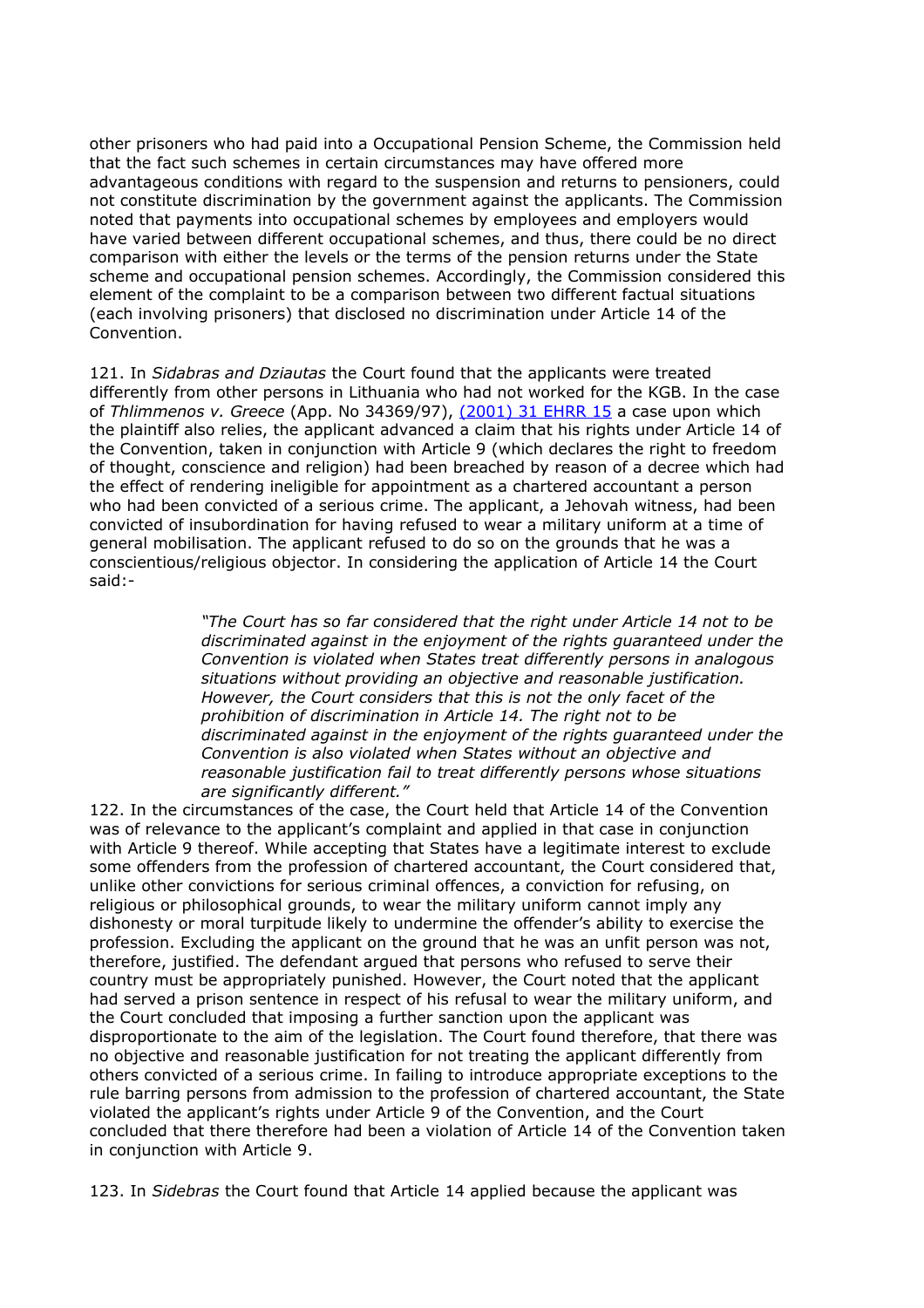other prisoners who had paid into a Occupational Pension Scheme, the Commission held that the fact such schemes in certain circumstances may have offered more advantageous conditions with regard to the suspension and returns to pensioners, could not constitute discrimination by the government against the applicants. The Commission noted that payments into occupational schemes by employees and employers would have varied between different occupational schemes, and thus, there could be no direct comparison with either the levels or the terms of the pension returns under the State scheme and occupational pension schemes. Accordingly, the Commission considered this element of the complaint to be a comparison between two different factual situations (each involving prisoners) that disclosed no discrimination under Article 14 of the Convention.

121. In *Sidabras and Dziautas* the Court found that the applicants were treated differently from other persons in Lithuania who had not worked for the KGB. In the case of *Thlimmenos v. Greece* (App. No 34369/97), [(2001) 31 EHRR 15] a case upon which the plaintiff also relies, the applicant advanced a claim that his rights under Article 14 of the Convention, taken in conjunction with Article 9 (which declares the right to freedom of thought, conscience and religion) had been breached by reason of a decree which had the effect of rendering ineligible for appointment as a chartered accountant a person who had been convicted of a serious crime. The applicant, a Jehovah witness, had been convicted of insubordination for having refused to wear a military uniform at a time of general mobilisation. The applicant refused to do so on the grounds that he was a conscientious/religious objector. In considering the application of Article 14 the Court said:-

> *"The Court has so far considered that the right under Article 14 not to be discriminated against in the enjoyment of the rights guaranteed under the Convention is violated when States treat differently persons in analogous situations without providing an objective and reasonable justification. However, the Court considers that this is not the only facet of the prohibition of discrimination in Article 14. The right not to be discriminated against in the enjoyment of the rights guaranteed under the Convention is also violated when States without an objective and reasonable justification fail to treat differently persons whose situations are significantly different."*

122. In the circumstances of the case, the Court held that Article 14 of the Convention was of relevance to the applicant's complaint and applied in that case in conjunction with Article 9 thereof. While accepting that States have a legitimate interest to exclude some offenders from the profession of chartered accountant, the Court considered that, unlike other convictions for serious criminal offences, a conviction for refusing, on religious or philosophical grounds, to wear the military uniform cannot imply any dishonesty or moral turpitude likely to undermine the offender's ability to exercise the profession. Excluding the applicant on the ground that he was an unfit person was not, therefore, justified. The defendant argued that persons who refused to serve their country must be appropriately punished. However, the Court noted that the applicant had served a prison sentence in respect of his refusal to wear the military uniform, and the Court concluded that imposing a further sanction upon the applicant was disproportionate to the aim of the legislation. The Court found therefore, that there was no objective and reasonable justification for not treating the applicant differently from others convicted of a serious crime. In failing to introduce appropriate exceptions to the rule barring persons from admission to the profession of chartered accountant, the State violated the applicant's rights under Article 9 of the Convention, and the Court concluded that there therefore had been a violation of Article 14 of the Convention taken in conjunction with Article 9.

123. In *Sidebras* the Court found that Article 14 applied because the applicant was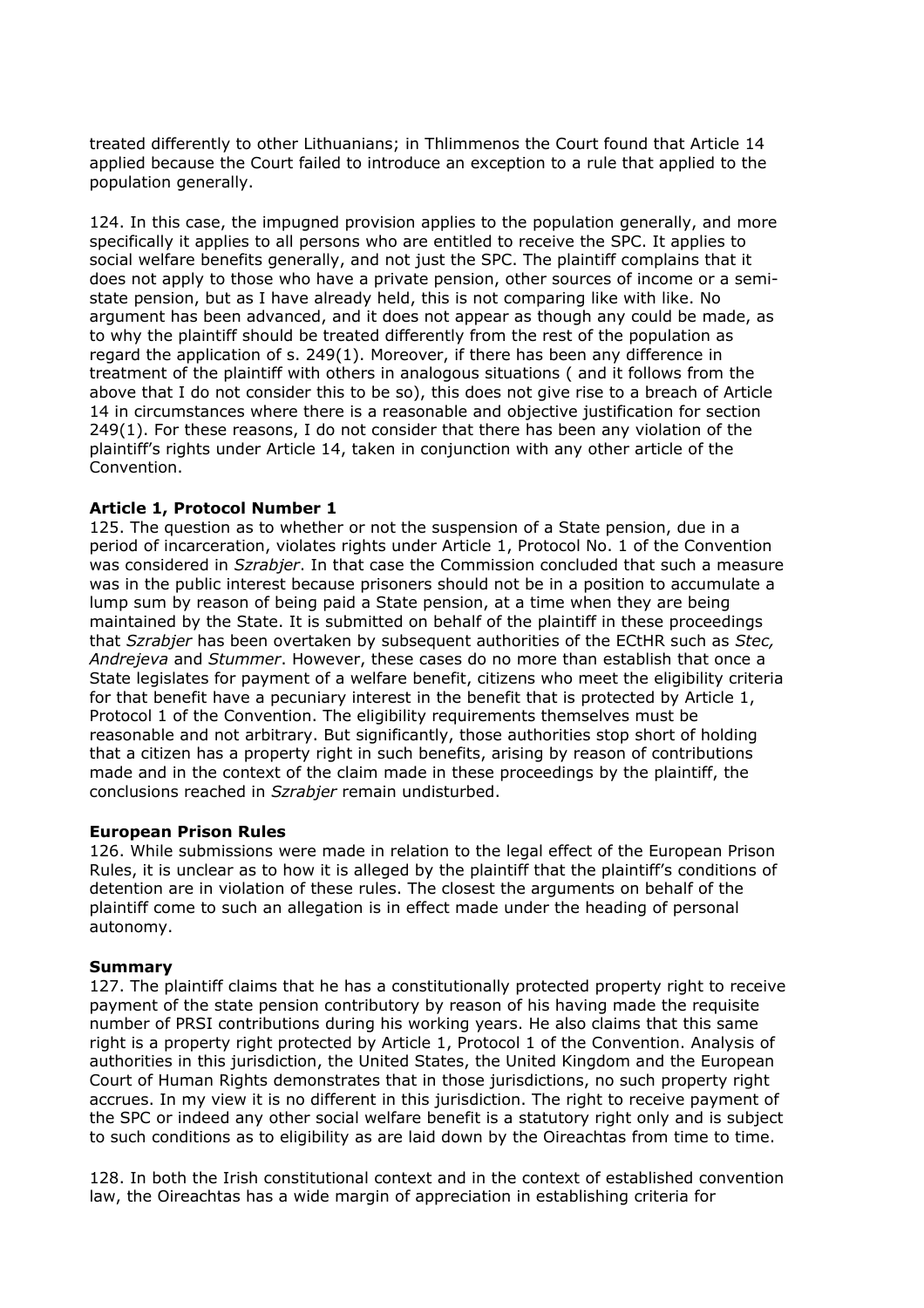treated differently to other Lithuanians; in Thlimmenos the Court found that Article 14 applied because the Court failed to introduce an exception to a rule that applied to the population generally.

124. In this case, the impugned provision applies to the population generally, and more specifically it applies to all persons who are entitled to receive the SPC. It applies to social welfare benefits generally, and not just the SPC. The plaintiff complains that it does not apply to those who have a private pension, other sources of income or a semi-state pension, but as I have already held, this is not comparing like with like. No argument has been advanced, and it does not appear as though any could be made, as to why the plaintiff should be treated differently from the rest of the population as regard the application of s. 249(1). Moreover, if there has been any difference in treatment of the plaintiff with others in analogous situations ( and it follows from the above that I do not consider this to be so), this does not give rise to a breach of Article 14 in circumstances where there is a reasonable and objective justification for section 249(1). For these reasons, I do not consider that there has been any violation of the plaintiff's rights under Article 14, taken in conjunction with any other article of the Convention.

**Article 1, Protocol Number 1**

125. The question as to whether or not the suspension of a State pension, due in a period of incarceration, violates rights under Article 1, Protocol No. 1 of the Convention was considered in *Szrabjer*. In that case the Commission concluded that such a measure was in the public interest because prisoners should not be in a position to accumulate a lump sum by reason of being paid a State pension, at a time when they are being maintained by the State. It is submitted on behalf of the plaintiff in these proceedings that *Szrabjer* has been overtaken by subsequent authorities of the ECtHR such as *Stec, Andrejeva* and *Stummer*. However, these cases do no more than establish that once a State legislates for payment of a welfare benefit, citizens who meet the eligibility criteria for that benefit have a pecuniary interest in the benefit that is protected by Article 1, Protocol 1 of the Convention. The eligibility requirements themselves must be reasonable and not arbitrary. But significantly, those authorities stop short of holding that a citizen has a property right in such benefits, arising by reason of contributions made and in the context of the claim made in these proceedings by the plaintiff, the conclusions reached in *Szrabjer* remain undisturbed.

**European Prison Rules**

126. While submissions were made in relation to the legal effect of the European Prison Rules, it is unclear as to how it is alleged by the plaintiff that the plaintiff's conditions of detention are in violation of these rules. The closest the arguments on behalf of the plaintiff come to such an allegation is in effect made under the heading of personal autonomy.

**Summary**

127. The plaintiff claims that he has a constitutionally protected property right to receive payment of the state pension contributory by reason of his having made the requisite number of PRSI contributions during his working years. He also claims that this same right is a property right protected by Article 1, Protocol 1 of the Convention. Analysis of authorities in this jurisdiction, the United States, the United Kingdom and the European Court of Human Rights demonstrates that in those jurisdictions, no such property right accrues. In my view it is no different in this jurisdiction. The right to receive payment of the SPC or indeed any other social welfare benefit is a statutory right only and is subject to such conditions as to eligibility as are laid down by the Oireachtas from time to time.

128. In both the Irish constitutional context and in the context of established convention law, the Oireachtas has a wide margin of appreciation in establishing criteria for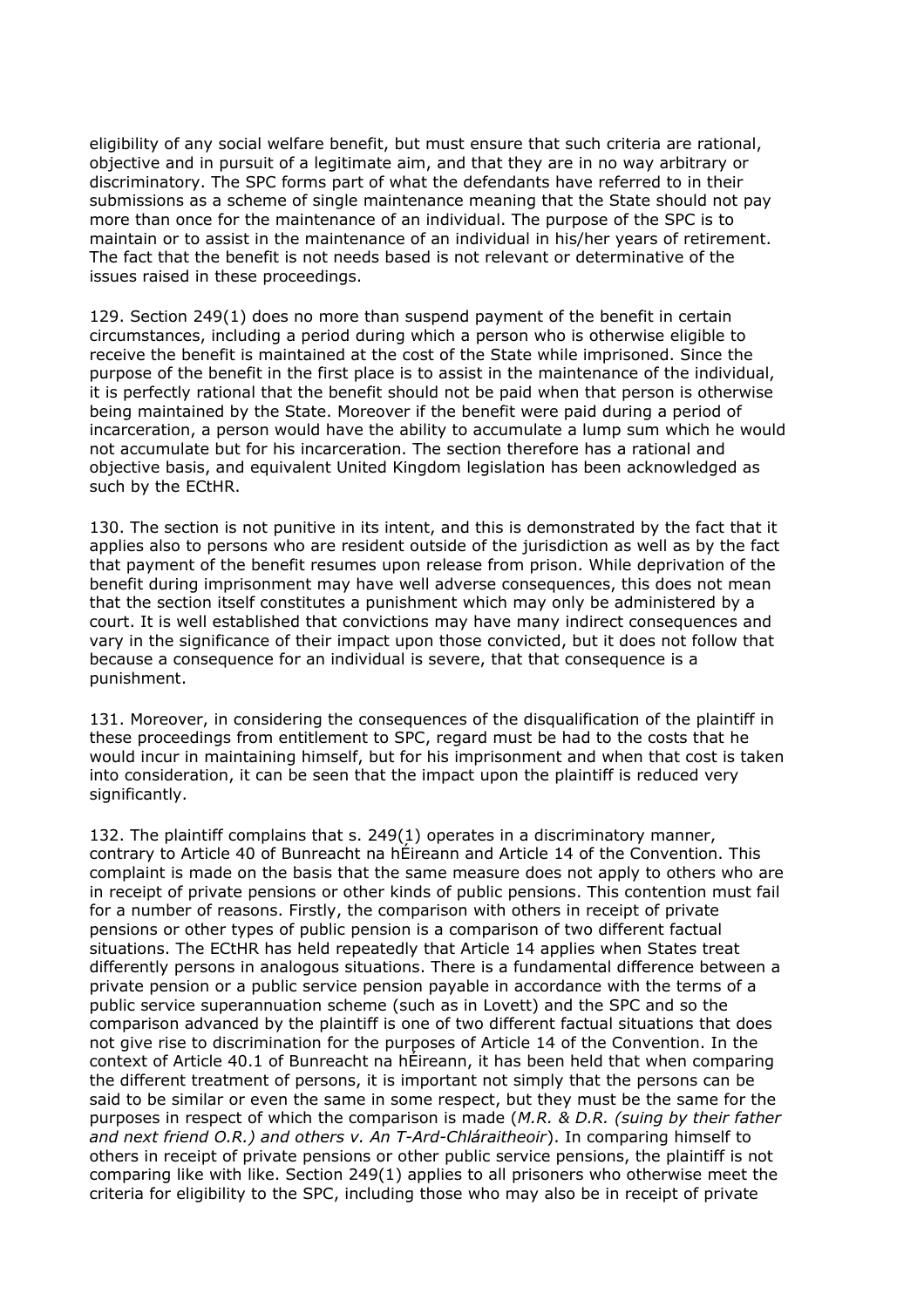eligibility of any social welfare benefit, but must ensure that such criteria are rational, objective and in pursuit of a legitimate aim, and that they are in no way arbitrary or discriminatory. The SPC forms part of what the defendants have referred to in their submissions as a scheme of single maintenance meaning that the State should not pay more than once for the maintenance of an individual. The purpose of the SPC is to maintain or to assist in the maintenance of an individual in his/her years of retirement. The fact that the benefit is not needs based is not relevant or determinative of the issues raised in these proceedings.

129. Section 249(1) does no more than suspend payment of the benefit in certain circumstances, including a period during which a person who is otherwise eligible to receive the benefit is maintained at the cost of the State while imprisoned. Since the purpose of the benefit in the first place is to assist in the maintenance of the individual, it is perfectly rational that the benefit should not be paid when that person is otherwise being maintained by the State. Moreover if the benefit were paid during a period of incarceration, a person would have the ability to accumulate a lump sum which he would not accumulate but for his incarceration. The section therefore has a rational and objective basis, and equivalent United Kingdom legislation has been acknowledged as such by the ECtHR.

130. The section is not punitive in its intent, and this is demonstrated by the fact that it applies also to persons who are resident outside of the jurisdiction as well as by the fact that payment of the benefit resumes upon release from prison. While deprivation of the benefit during imprisonment may have well adverse consequences, this does not mean that the section itself constitutes a punishment which may only be administered by a court. It is well established that convictions may have many indirect consequences and vary in the significance of their impact upon those convicted, but it does not follow that because a consequence for an individual is severe, that that consequence is a punishment.

131. Moreover, in considering the consequences of the disqualification of the plaintiff in these proceedings from entitlement to SPC, regard must be had to the costs that he would incur in maintaining himself, but for his imprisonment and when that cost is taken into consideration, it can be seen that the impact upon the plaintiff is reduced very significantly.

132. The plaintiff complains that s. 249(1) operates in a discriminatory manner, contrary to Article 40 of Bunreacht na hÉireann and Article 14 of the Convention. This complaint is made on the basis that the same measure does not apply to others who are in receipt of private pensions or other kinds of public pensions. This contention must fail for a number of reasons. Firstly, the comparison with others in receipt of private pensions or other types of public pension is a comparison of two different factual situations. The ECtHR has held repeatedly that Article 14 applies when States treat differently persons in analogous situations. There is a fundamental difference between a private pension or a public service pension payable in accordance with the terms of a public service superannuation scheme (such as in Lovett) and the SPC and so the comparison advanced by the plaintiff is one of two different factual situations that does not give rise to discrimination for the purposes of Article 14 of the Convention. In the context of Article 40.1 of Bunreacht na hÉireann, it has been held that when comparing the different treatment of persons, it is important not simply that the persons can be said to be similar or even the same in some respect, but they must be the same for the purposes in respect of which the comparison is made (*M.R. & D.R. (suing by their father and next friend O.R.) and others v. An T-Ard-Chláraitheoir*). In comparing himself to others in receipt of private pensions or other public service pensions, the plaintiff is not comparing like with like. Section 249(1) applies to all prisoners who otherwise meet the criteria for eligibility to the SPC, including those who may also be in receipt of private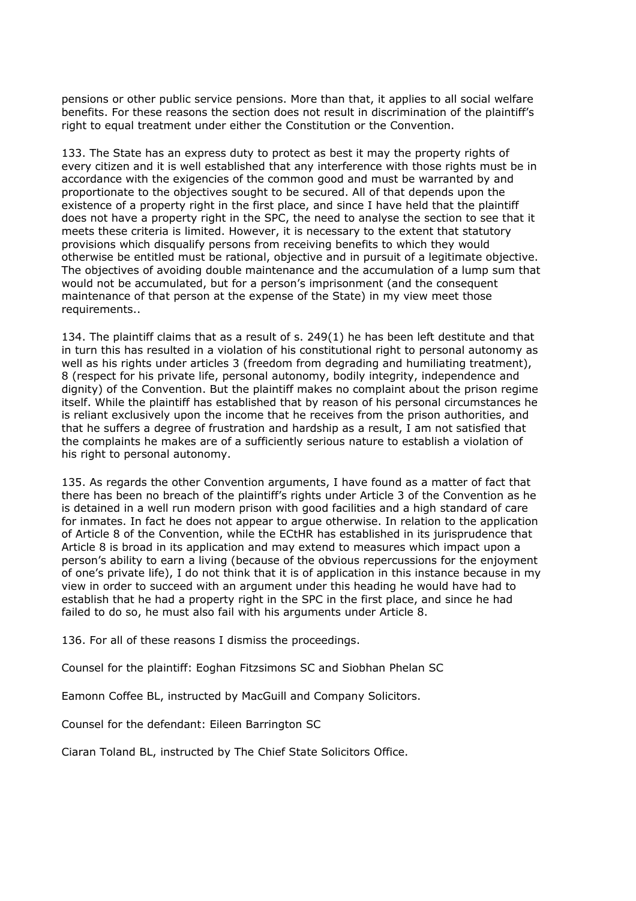pensions or other public service pensions. More than that, it applies to all social welfare benefits. For these reasons the section does not result in discrimination of the plaintiff's right to equal treatment under either the Constitution or the Convention.

133. The State has an express duty to protect as best it may the property rights of every citizen and it is well established that any interference with those rights must be in accordance with the exigencies of the common good and must be warranted by and proportionate to the objectives sought to be secured. All of that depends upon the existence of a property right in the first place, and since I have held that the plaintiff does not have a property right in the SPC, the need to analyse the section to see that it meets these criteria is limited. However, it is necessary to the extent that statutory provisions which disqualify persons from receiving benefits to which they would otherwise be entitled must be rational, objective and in pursuit of a legitimate objective. The objectives of avoiding double maintenance and the accumulation of a lump sum that would not be accumulated, but for a person's imprisonment (and the consequent maintenance of that person at the expense of the State) in my view meet those requirements..

134. The plaintiff claims that as a result of s. 249(1) he has been left destitute and that in turn this has resulted in a violation of his constitutional right to personal autonomy as well as his rights under articles 3 (freedom from degrading and humiliating treatment), 8 (respect for his private life, personal autonomy, bodily integrity, independence and dignity) of the Convention. But the plaintiff makes no complaint about the prison regime itself. While the plaintiff has established that by reason of his personal circumstances he is reliant exclusively upon the income that he receives from the prison authorities, and that he suffers a degree of frustration and hardship as a result, I am not satisfied that the complaints he makes are of a sufficiently serious nature to establish a violation of his right to personal autonomy.

135. As regards the other Convention arguments, I have found as a matter of fact that there has been no breach of the plaintiff's rights under Article 3 of the Convention as he is detained in a well run modern prison with good facilities and a high standard of care for inmates. In fact he does not appear to argue otherwise. In relation to the application of Article 8 of the Convention, while the ECtHR has established in its jurisprudence that Article 8 is broad in its application and may extend to measures which impact upon a person's ability to earn a living (because of the obvious repercussions for the enjoyment of one's private life), I do not think that it is of application in this instance because in my view in order to succeed with an argument under this heading he would have had to establish that he had a property right in the SPC in the first place, and since he had failed to do so, he must also fail with his arguments under Article 8.

136. For all of these reasons I dismiss the proceedings.

Counsel for the plaintiff: Eoghan Fitzsimons SC and Siobhan Phelan SC

Eamonn Coffee BL, instructed by MacGuill and Company Solicitors.

Counsel for the defendant: Eileen Barrington SC

Ciaran Toland BL, instructed by The Chief State Solicitors Office.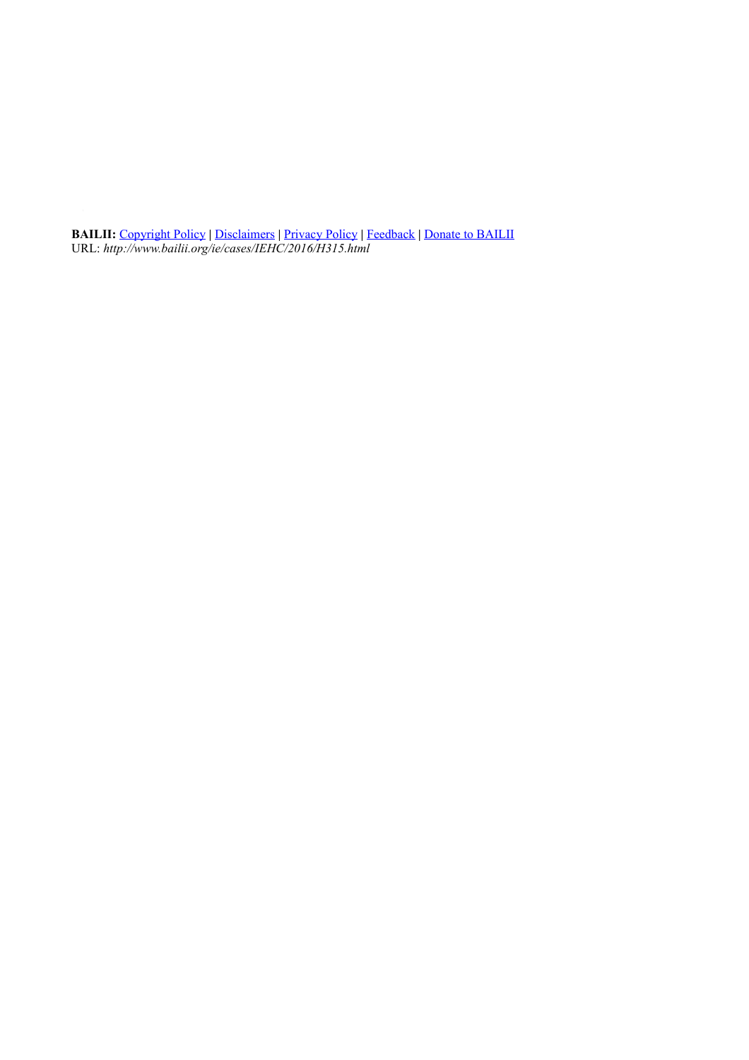**BAILII:** [Copyright Policy](#) | [Disclaimers](#) | [Privacy Policy](#) | [Feedback](#) | [Donate to BAILII](#)
URL: *http://www.bailii.org/ie/cases/IEHC/2016/H315.html*